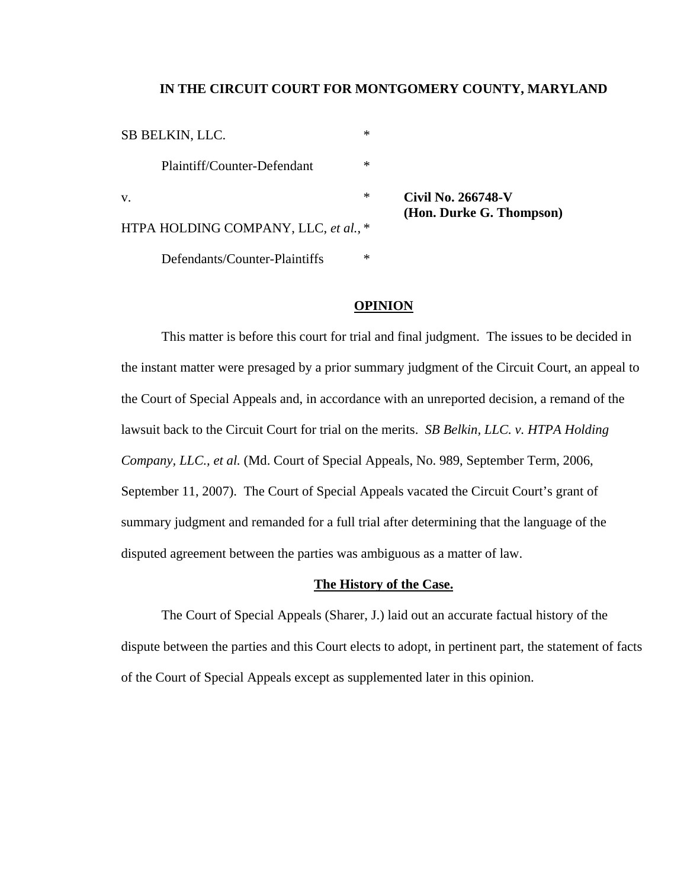**IN THE CIRCUIT COURT FOR MONTGOMERY COUNTY, MARYLAND**

| | | |
|---|---|---|
| SB BELKIN, LLC. | * | |
| Plaintiff/Counter-Defendant | * | |
| v. | * | **Civil No. 266748-V (Hon. Durke G. Thompson)** |
| HTPA HOLDING COMPANY, LLC, *et al.*, | * | |
| Defendants/Counter-Plaintiffs | * | |

## OPINION

This matter is before this court for trial and final judgment. The issues to be decided in the instant matter were presaged by a prior summary judgment of the Circuit Court, an appeal to the Court of Special Appeals and, in accordance with an unreported decision, a remand of the lawsuit back to the Circuit Court for trial on the merits. *SB Belkin, LLC. v. HTPA Holding Company, LLC., et al.* (Md. Court of Special Appeals, No. 989, September Term, 2006, September 11, 2007). The Court of Special Appeals vacated the Circuit Court's grant of summary judgment and remanded for a full trial after determining that the language of the disputed agreement between the parties was ambiguous as a matter of law.

### The History of the Case.

The Court of Special Appeals (Sharer, J.) laid out an accurate factual history of the dispute between the parties and this Court elects to adopt, in pertinent part, the statement of facts of the Court of Special Appeals except as supplemented later in this opinion.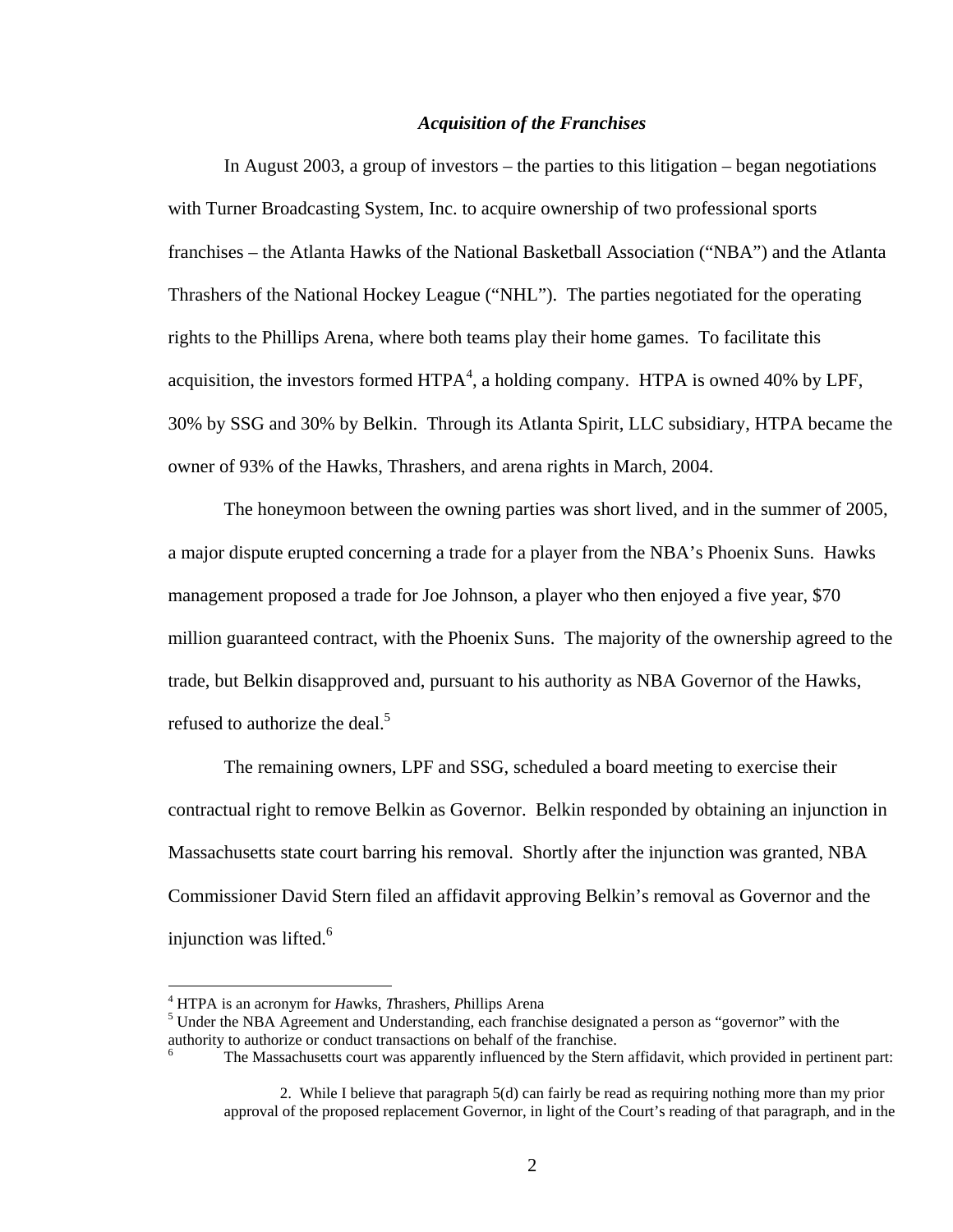### *Acquisition of the Franchises*

In August 2003, a group of investors – the parties to this litigation – began negotiations with Turner Broadcasting System, Inc. to acquire ownership of two professional sports franchises – the Atlanta Hawks of the National Basketball Association ("NBA") and the Atlanta Thrashers of the National Hockey League ("NHL"). The parties negotiated for the operating rights to the Phillips Arena, where both teams play their home games. To facilitate this acquisition, the investors formed HTPA[4], a holding company. HTPA is owned 40% by LPF, 30% by SSG and 30% by Belkin. Through its Atlanta Spirit, LLC subsidiary, HTPA became the owner of 93% of the Hawks, Thrashers, and arena rights in March, 2004.

The honeymoon between the owning parties was short lived, and in the summer of 2005, a major dispute erupted concerning a trade for a player from the NBA's Phoenix Suns. Hawks management proposed a trade for Joe Johnson, a player who then enjoyed a five year, $70 million guaranteed contract, with the Phoenix Suns. The majority of the ownership agreed to the trade, but Belkin disapproved and, pursuant to his authority as NBA Governor of the Hawks, refused to authorize the deal.[5]

The remaining owners, LPF and SSG, scheduled a board meeting to exercise their contractual right to remove Belkin as Governor. Belkin responded by obtaining an injunction in Massachusetts state court barring his removal. Shortly after the injunction was granted, NBA Commissioner David Stern filed an affidavit approving Belkin's removal as Governor and the injunction was lifted.[6]

---

[4] HTPA is an acronym for *H*awks, *T*hrashers, *P*hillips Arena

[5] Under the NBA Agreement and Understanding, each franchise designated a person as "governor" with the authority to authorize or conduct transactions on behalf of the franchise.

[6] The Massachusetts court was apparently influenced by the Stern affidavit, which provided in pertinent part:

> 2. While I believe that paragraph 5(d) can fairly be read as requiring nothing more than my prior approval of the proposed replacement Governor, in light of the Court's reading of that paragraph, and in the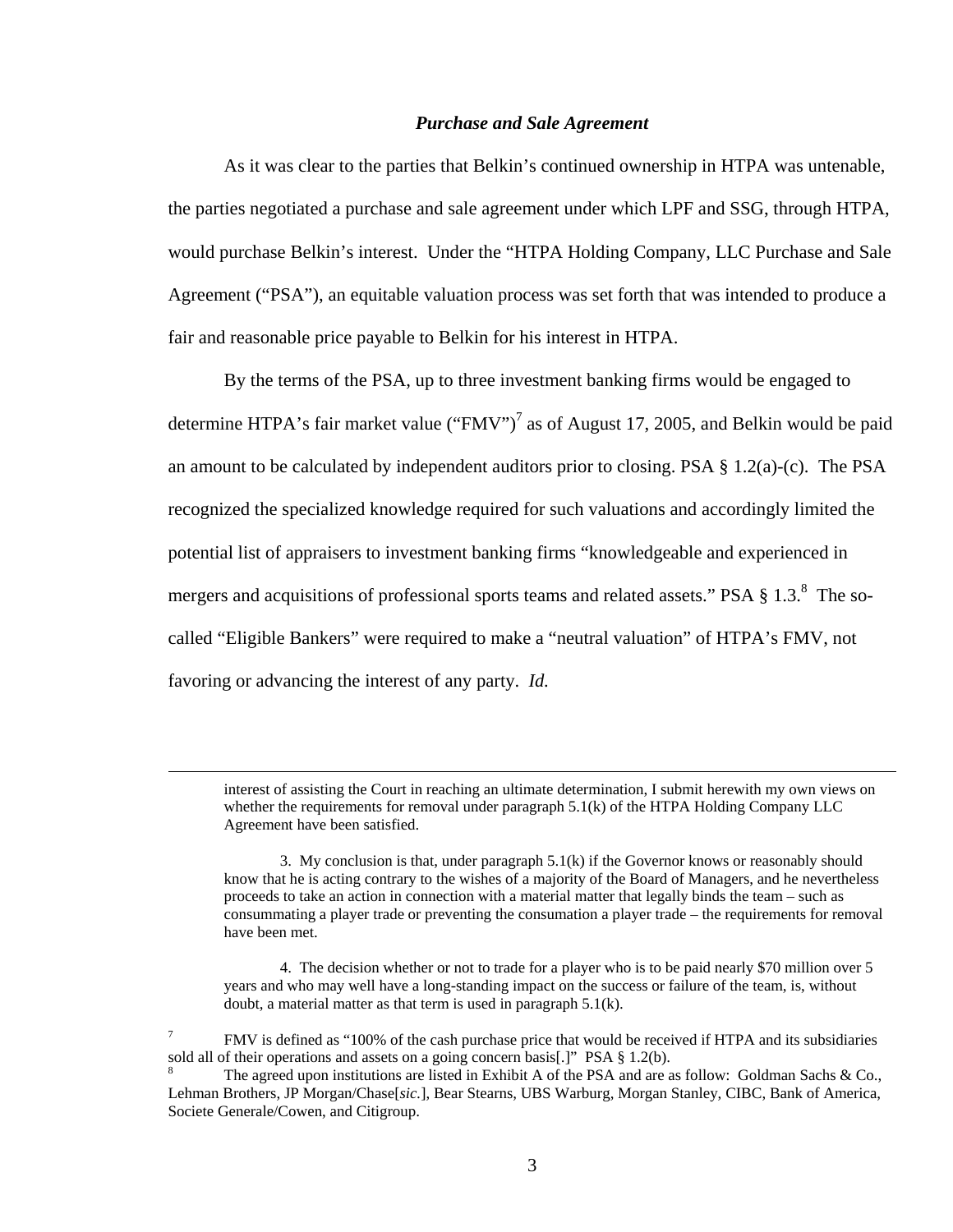***Purchase and Sale Agreement***

As it was clear to the parties that Belkin's continued ownership in HTPA was untenable, the parties negotiated a purchase and sale agreement under which LPF and SSG, through HTPA, would purchase Belkin's interest. Under the "HTPA Holding Company, LLC Purchase and Sale Agreement ("PSA"), an equitable valuation process was set forth that was intended to produce a fair and reasonable price payable to Belkin for his interest in HTPA.

By the terms of the PSA, up to three investment banking firms would be engaged to determine HTPA's fair market value ("FMV")[7] as of August 17, 2005, and Belkin would be paid an amount to be calculated by independent auditors prior to closing. PSA § 1.2(a)-(c). The PSA recognized the specialized knowledge required for such valuations and accordingly limited the potential list of appraisers to investment banking firms "knowledgeable and experienced in mergers and acquisitions of professional sports teams and related assets." PSA § 1.3.[8] The so-called "Eligible Bankers" were required to make a "neutral valuation" of HTPA's FMV, not favoring or advancing the interest of any party. *Id.*

---

interest of assisting the Court in reaching an ultimate determination, I submit herewith my own views on whether the requirements for removal under paragraph 5.1(k) of the HTPA Holding Company LLC Agreement have been satisfied.

3. My conclusion is that, under paragraph 5.1(k) if the Governor knows or reasonably should know that he is acting contrary to the wishes of a majority of the Board of Managers, and he nevertheless proceeds to take an action in connection with a material matter that legally binds the team – such as consummating a player trade or preventing the consumation a player trade – the requirements for removal have been met.

4. The decision whether or not to trade for a player who is to be paid nearly $70 million over 5 years and who may well have a long-standing impact on the success or failure of the team, is, without doubt, a material matter as that term is used in paragraph 5.1(k).

[7] FMV is defined as "100% of the cash purchase price that would be received if HTPA and its subsidiaries sold all of their operations and assets on a going concern basis[.]" PSA § 1.2(b).

[8] The agreed upon institutions are listed in Exhibit A of the PSA and are as follow: Goldman Sachs & Co., Lehman Brothers, JP Morgan/Chase[*sic.*], Bear Stearns, UBS Warburg, Morgan Stanley, CIBC, Bank of America, Societe Generale/Cowen, and Citigroup.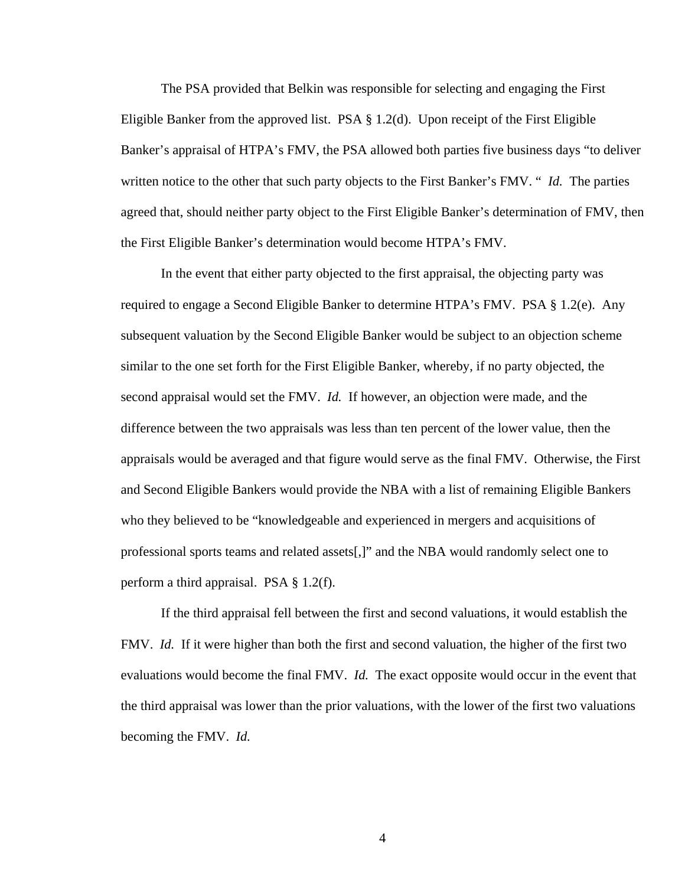The PSA provided that Belkin was responsible for selecting and engaging the First Eligible Banker from the approved list. PSA § 1.2(d). Upon receipt of the First Eligible Banker's appraisal of HTPA's FMV, the PSA allowed both parties five business days "to deliver written notice to the other that such party objects to the First Banker's FMV. " *Id.* The parties agreed that, should neither party object to the First Eligible Banker's determination of FMV, then the First Eligible Banker's determination would become HTPA's FMV.

In the event that either party objected to the first appraisal, the objecting party was required to engage a Second Eligible Banker to determine HTPA's FMV. PSA § 1.2(e). Any subsequent valuation by the Second Eligible Banker would be subject to an objection scheme similar to the one set forth for the First Eligible Banker, whereby, if no party objected, the second appraisal would set the FMV. *Id.* If however, an objection were made, and the difference between the two appraisals was less than ten percent of the lower value, then the appraisals would be averaged and that figure would serve as the final FMV. Otherwise, the First and Second Eligible Bankers would provide the NBA with a list of remaining Eligible Bankers who they believed to be "knowledgeable and experienced in mergers and acquisitions of professional sports teams and related assets[,]" and the NBA would randomly select one to perform a third appraisal. PSA § 1.2(f).

If the third appraisal fell between the first and second valuations, it would establish the FMV. *Id.* If it were higher than both the first and second valuation, the higher of the first two evaluations would become the final FMV. *Id.* The exact opposite would occur in the event that the third appraisal was lower than the prior valuations, with the lower of the first two valuations becoming the FMV. *Id.*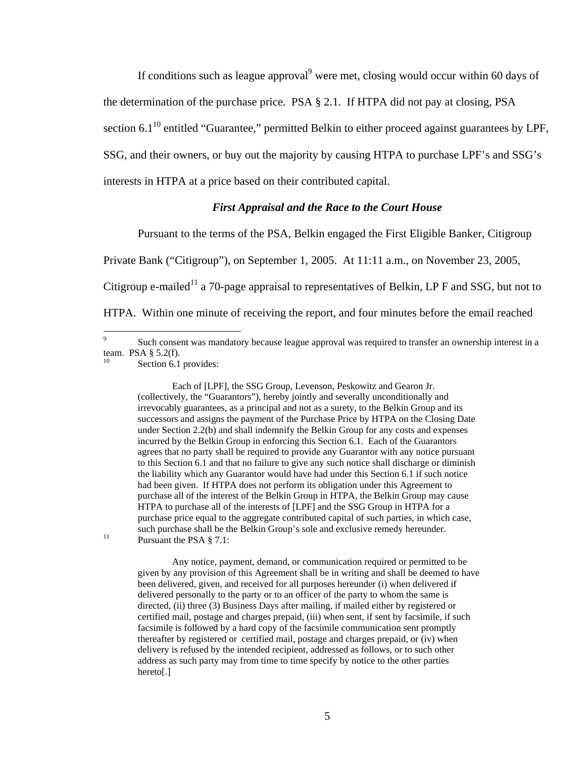If conditions such as league approval[9] were met, closing would occur within 60 days of the determination of the purchase price. PSA § 2.1. If HTPA did not pay at closing, PSA section 6.1[10] entitled "Guarantee," permitted Belkin to either proceed against guarantees by LPF, SSG, and their owners, or buy out the majority by causing HTPA to purchase LPF's and SSG's interests in HTPA at a price based on their contributed capital.

### *First Appraisal and the Race to the Court House*

Pursuant to the terms of the PSA, Belkin engaged the First Eligible Banker, Citigroup Private Bank ("Citigroup"), on September 1, 2005. At 11:11 a.m., on November 23, 2005, Citigroup e-mailed[11] a 70-page appraisal to representatives of Belkin, LP F and SSG, but not to HTPA. Within one minute of receiving the report, and four minutes before the email reached

---

[9] Such consent was mandatory because league approval was required to transfer an ownership interest in a team. PSA § 5.2(f).

[10] Section 6.1 provides:

> Each of [LPF], the SSG Group, Levenson, Peskowitz and Gearon Jr. (collectively, the "Guarantors"), hereby jointly and severally unconditionally and irrevocably guarantees, as a principal and not as a surety, to the Belkin Group and its successors and assigns the payment of the Purchase Price by HTPA on the Closing Date under Section 2.2(b) and shall indemnify the Belkin Group for any costs and expenses incurred by the Belkin Group in enforcing this Section 6.1. Each of the Guarantors agrees that no party shall be required to provide any Guarantor with any notice pursuant to this Section 6.1 and that no failure to give any such notice shall discharge or diminish the liability which any Guarantor would have had under this Section 6.1 if such notice had been given. If HTPA does not perform its obligation under this Agreement to purchase all of the interest of the Belkin Group in HTPA, the Belkin Group may cause HTPA to purchase all of the interests of [LPF] and the SSG Group in HTPA for a purchase price equal to the aggregate contributed capital of such parties, in which case, such purchase shall be the Belkin Group's sole and exclusive remedy hereunder.

[11] Pursuant the PSA § 7.1:

> Any notice, payment, demand, or communication required or permitted to be given by any provision of this Agreement shall be in writing and shall be deemed to have been delivered, given, and received for all purposes hereunder (i) when delivered if delivered personally to the party or to an officer of the party to whom the same is directed, (ii) three (3) Business Days after mailing, if mailed either by registered or certified mail, postage and charges prepaid, (iii) when sent, if sent by facsimile, if such facsimile is followed by a hard copy of the facsimile communication sent promptly thereafter by registered or certified mail, postage and charges prepaid, or (iv) when delivery is refused by the intended recipient, addressed as follows, or to such other address as such party may from time to time specify by notice to the other parties hereto[.]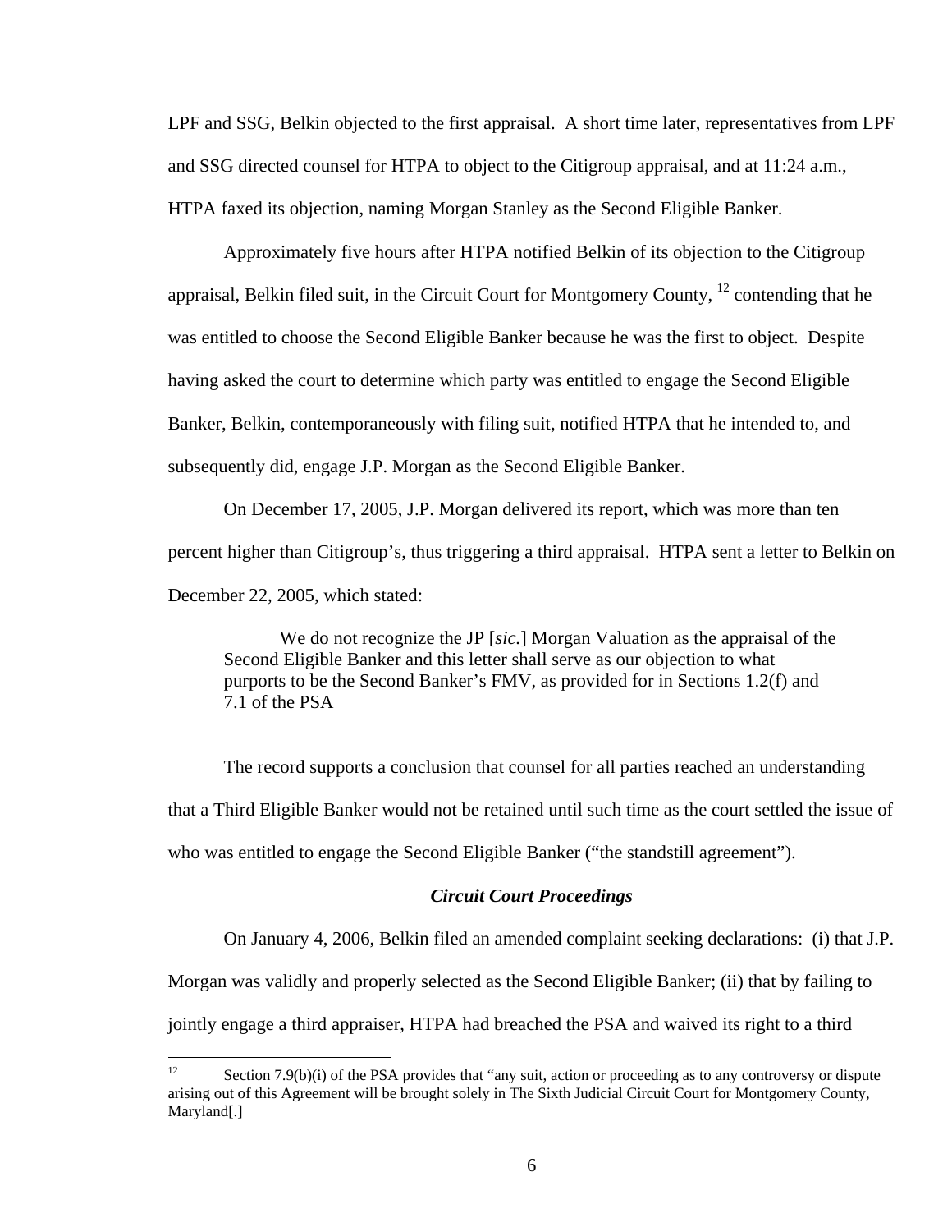LPF and SSG, Belkin objected to the first appraisal. A short time later, representatives from LPF and SSG directed counsel for HTPA to object to the Citigroup appraisal, and at 11:24 a.m., HTPA faxed its objection, naming Morgan Stanley as the Second Eligible Banker.

Approximately five hours after HTPA notified Belkin of its objection to the Citigroup appraisal, Belkin filed suit, in the Circuit Court for Montgomery County, [12] contending that he was entitled to choose the Second Eligible Banker because he was the first to object. Despite having asked the court to determine which party was entitled to engage the Second Eligible Banker, Belkin, contemporaneously with filing suit, notified HTPA that he intended to, and subsequently did, engage J.P. Morgan as the Second Eligible Banker.

On December 17, 2005, J.P. Morgan delivered its report, which was more than ten percent higher than Citigroup's, thus triggering a third appraisal. HTPA sent a letter to Belkin on December 22, 2005, which stated:

> We do not recognize the JP [*sic.*] Morgan Valuation as the appraisal of the Second Eligible Banker and this letter shall serve as our objection to what purports to be the Second Banker's FMV, as provided for in Sections 1.2(f) and 7.1 of the PSA

The record supports a conclusion that counsel for all parties reached an understanding that a Third Eligible Banker would not be retained until such time as the court settled the issue of who was entitled to engage the Second Eligible Banker ("the standstill agreement").

### *Circuit Court Proceedings*

On January 4, 2006, Belkin filed an amended complaint seeking declarations: (i) that J.P. Morgan was validly and properly selected as the Second Eligible Banker; (ii) that by failing to jointly engage a third appraiser, HTPA had breached the PSA and waived its right to a third

---

[12] Section 7.9(b)(i) of the PSA provides that "any suit, action or proceeding as to any controversy or dispute arising out of this Agreement will be brought solely in The Sixth Judicial Circuit Court for Montgomery County, Maryland[.]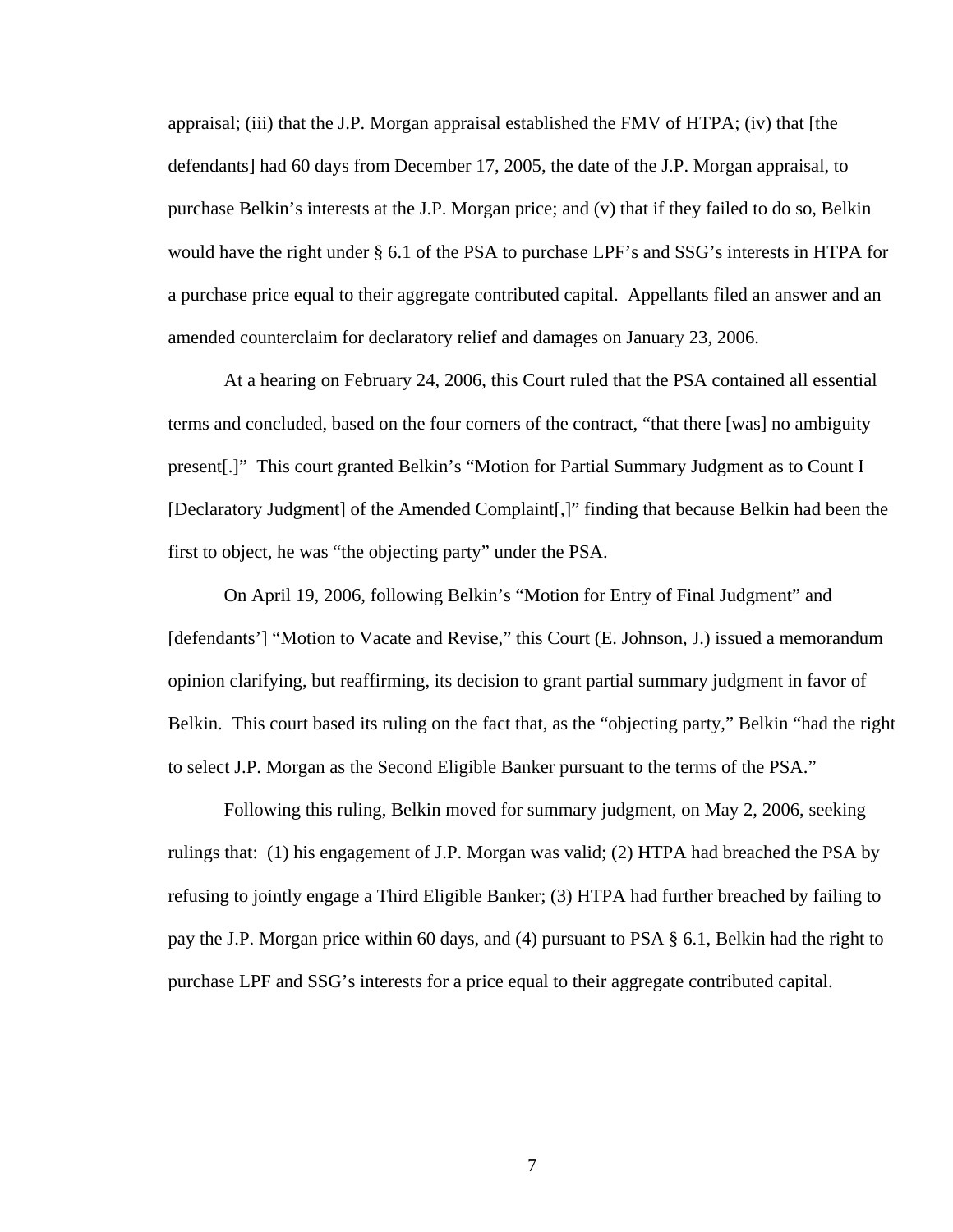appraisal; (iii) that the J.P. Morgan appraisal established the FMV of HTPA; (iv) that [the defendants] had 60 days from December 17, 2005, the date of the J.P. Morgan appraisal, to purchase Belkin's interests at the J.P. Morgan price; and (v) that if they failed to do so, Belkin would have the right under § 6.1 of the PSA to purchase LPF's and SSG's interests in HTPA for a purchase price equal to their aggregate contributed capital. Appellants filed an answer and an amended counterclaim for declaratory relief and damages on January 23, 2006.

At a hearing on February 24, 2006, this Court ruled that the PSA contained all essential terms and concluded, based on the four corners of the contract, "that there [was] no ambiguity present[.]" This court granted Belkin's "Motion for Partial Summary Judgment as to Count I [Declaratory Judgment] of the Amended Complaint[,]" finding that because Belkin had been the first to object, he was "the objecting party" under the PSA.

On April 19, 2006, following Belkin's "Motion for Entry of Final Judgment" and [defendants'] "Motion to Vacate and Revise," this Court (E. Johnson, J.) issued a memorandum opinion clarifying, but reaffirming, its decision to grant partial summary judgment in favor of Belkin. This court based its ruling on the fact that, as the "objecting party," Belkin "had the right to select J.P. Morgan as the Second Eligible Banker pursuant to the terms of the PSA."

Following this ruling, Belkin moved for summary judgment, on May 2, 2006, seeking rulings that: (1) his engagement of J.P. Morgan was valid; (2) HTPA had breached the PSA by refusing to jointly engage a Third Eligible Banker; (3) HTPA had further breached by failing to pay the J.P. Morgan price within 60 days, and (4) pursuant to PSA § 6.1, Belkin had the right to purchase LPF and SSG's interests for a price equal to their aggregate contributed capital.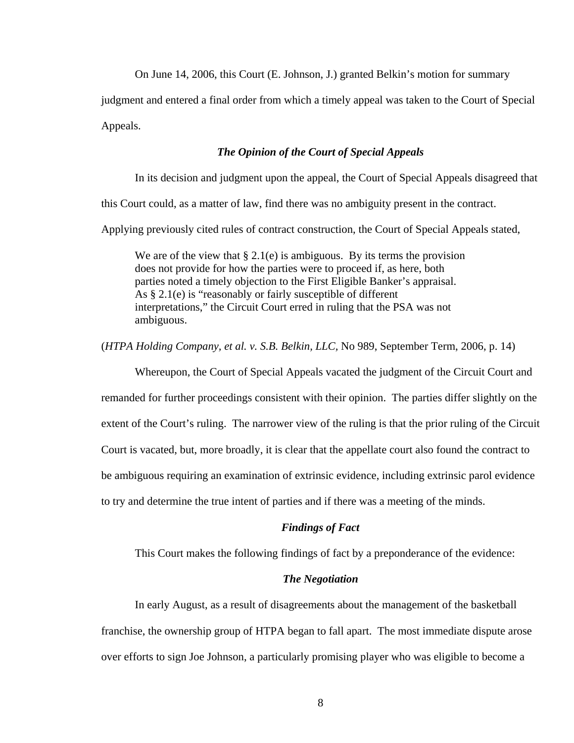On June 14, 2006, this Court (E. Johnson, J.) granted Belkin's motion for summary judgment and entered a final order from which a timely appeal was taken to the Court of Special Appeals.

### *The Opinion of the Court of Special Appeals*

In its decision and judgment upon the appeal, the Court of Special Appeals disagreed that this Court could, as a matter of law, find there was no ambiguity present in the contract. Applying previously cited rules of contract construction, the Court of Special Appeals stated,

> We are of the view that § 2.1(e) is ambiguous. By its terms the provision does not provide for how the parties were to proceed if, as here, both parties noted a timely objection to the First Eligible Banker's appraisal. As § 2.1(e) is "reasonably or fairly susceptible of different interpretations," the Circuit Court erred in ruling that the PSA was not ambiguous.

(*HTPA Holding Company, et al. v. S.B. Belkin, LLC,* No 989, September Term, 2006, p. 14)

Whereupon, the Court of Special Appeals vacated the judgment of the Circuit Court and remanded for further proceedings consistent with their opinion. The parties differ slightly on the extent of the Court's ruling. The narrower view of the ruling is that the prior ruling of the Circuit Court is vacated, but, more broadly, it is clear that the appellate court also found the contract to be ambiguous requiring an examination of extrinsic evidence, including extrinsic parol evidence to try and determine the true intent of parties and if there was a meeting of the minds.

### *Findings of Fact*

This Court makes the following findings of fact by a preponderance of the evidence:

### *The Negotiation*

In early August, as a result of disagreements about the management of the basketball franchise, the ownership group of HTPA began to fall apart. The most immediate dispute arose over efforts to sign Joe Johnson, a particularly promising player who was eligible to become a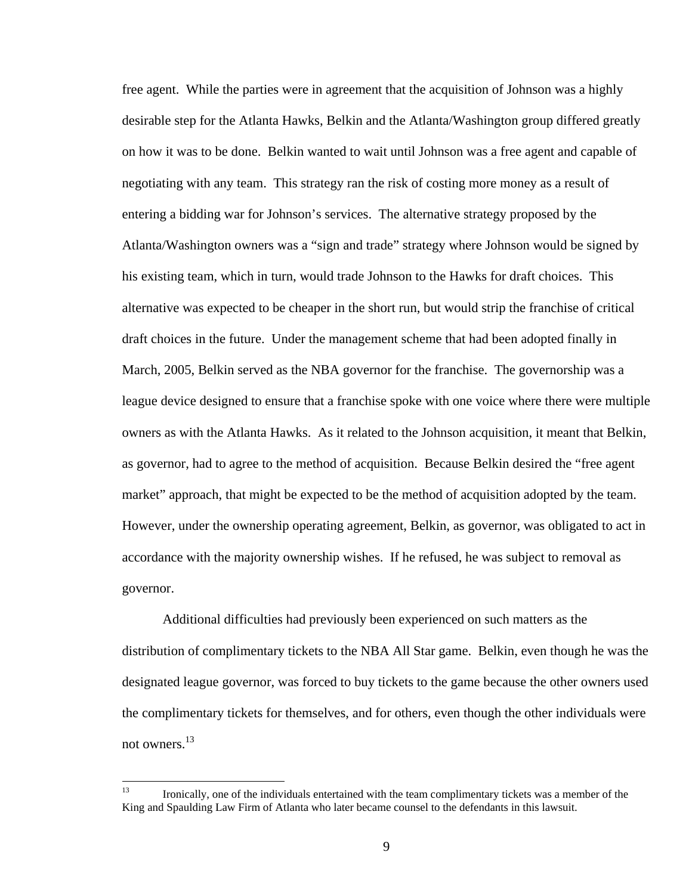free agent. While the parties were in agreement that the acquisition of Johnson was a highly desirable step for the Atlanta Hawks, Belkin and the Atlanta/Washington group differed greatly on how it was to be done. Belkin wanted to wait until Johnson was a free agent and capable of negotiating with any team. This strategy ran the risk of costing more money as a result of entering a bidding war for Johnson's services. The alternative strategy proposed by the Atlanta/Washington owners was a "sign and trade" strategy where Johnson would be signed by his existing team, which in turn, would trade Johnson to the Hawks for draft choices. This alternative was expected to be cheaper in the short run, but would strip the franchise of critical draft choices in the future. Under the management scheme that had been adopted finally in March, 2005, Belkin served as the NBA governor for the franchise. The governorship was a league device designed to ensure that a franchise spoke with one voice where there were multiple owners as with the Atlanta Hawks. As it related to the Johnson acquisition, it meant that Belkin, as governor, had to agree to the method of acquisition. Because Belkin desired the "free agent market" approach, that might be expected to be the method of acquisition adopted by the team. However, under the ownership operating agreement, Belkin, as governor, was obligated to act in accordance with the majority ownership wishes. If he refused, he was subject to removal as governor.

Additional difficulties had previously been experienced on such matters as the distribution of complimentary tickets to the NBA All Star game. Belkin, even though he was the designated league governor, was forced to buy tickets to the game because the other owners used the complimentary tickets for themselves, and for others, even though the other individuals were not owners.[13]

---

[13] Ironically, one of the individuals entertained with the team complimentary tickets was a member of the King and Spaulding Law Firm of Atlanta who later became counsel to the defendants in this lawsuit.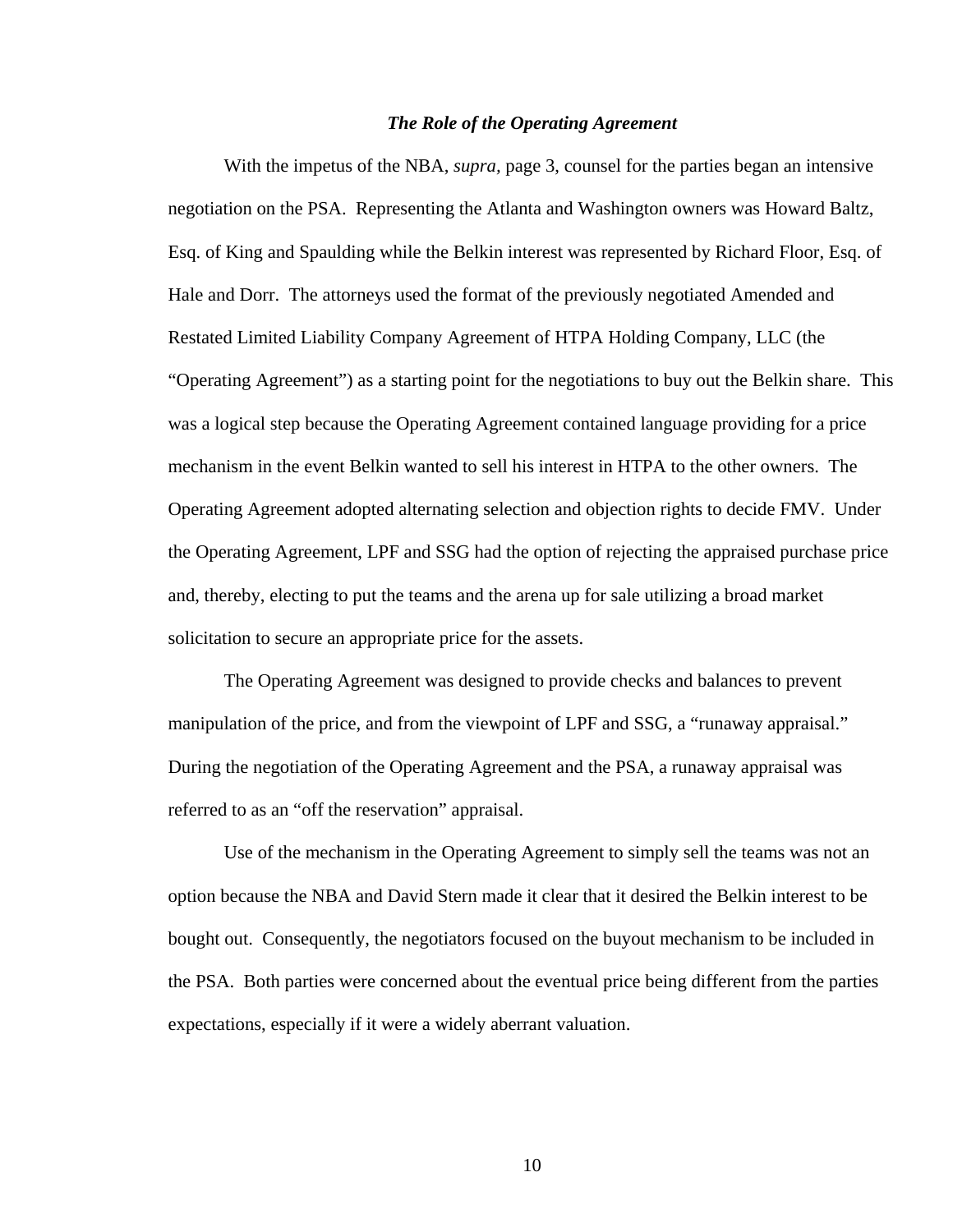### *The Role of the Operating Agreement*

With the impetus of the NBA, *supra*, page 3, counsel for the parties began an intensive negotiation on the PSA. Representing the Atlanta and Washington owners was Howard Baltz, Esq. of King and Spaulding while the Belkin interest was represented by Richard Floor, Esq. of Hale and Dorr. The attorneys used the format of the previously negotiated Amended and Restated Limited Liability Company Agreement of HTPA Holding Company, LLC (the "Operating Agreement") as a starting point for the negotiations to buy out the Belkin share. This was a logical step because the Operating Agreement contained language providing for a price mechanism in the event Belkin wanted to sell his interest in HTPA to the other owners. The Operating Agreement adopted alternating selection and objection rights to decide FMV. Under the Operating Agreement, LPF and SSG had the option of rejecting the appraised purchase price and, thereby, electing to put the teams and the arena up for sale utilizing a broad market solicitation to secure an appropriate price for the assets.

The Operating Agreement was designed to provide checks and balances to prevent manipulation of the price, and from the viewpoint of LPF and SSG, a "runaway appraisal." During the negotiation of the Operating Agreement and the PSA, a runaway appraisal was referred to as an "off the reservation" appraisal.

Use of the mechanism in the Operating Agreement to simply sell the teams was not an option because the NBA and David Stern made it clear that it desired the Belkin interest to be bought out. Consequently, the negotiators focused on the buyout mechanism to be included in the PSA. Both parties were concerned about the eventual price being different from the parties expectations, especially if it were a widely aberrant valuation.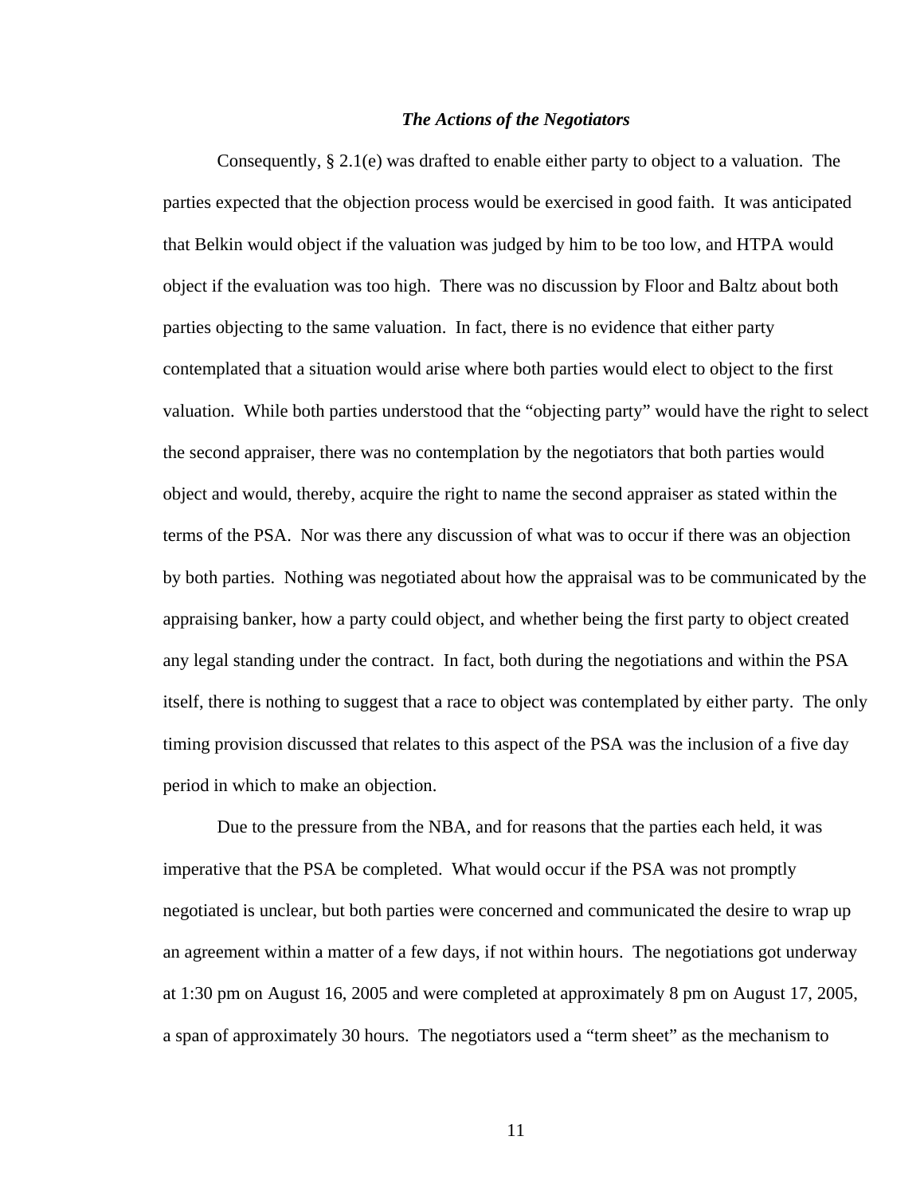### *The Actions of the Negotiators*

Consequently, § 2.1(e) was drafted to enable either party to object to a valuation. The parties expected that the objection process would be exercised in good faith. It was anticipated that Belkin would object if the valuation was judged by him to be too low, and HTPA would object if the evaluation was too high. There was no discussion by Floor and Baltz about both parties objecting to the same valuation. In fact, there is no evidence that either party contemplated that a situation would arise where both parties would elect to object to the first valuation. While both parties understood that the "objecting party" would have the right to select the second appraiser, there was no contemplation by the negotiators that both parties would object and would, thereby, acquire the right to name the second appraiser as stated within the terms of the PSA. Nor was there any discussion of what was to occur if there was an objection by both parties. Nothing was negotiated about how the appraisal was to be communicated by the appraising banker, how a party could object, and whether being the first party to object created any legal standing under the contract. In fact, both during the negotiations and within the PSA itself, there is nothing to suggest that a race to object was contemplated by either party. The only timing provision discussed that relates to this aspect of the PSA was the inclusion of a five day period in which to make an objection.

Due to the pressure from the NBA, and for reasons that the parties each held, it was imperative that the PSA be completed. What would occur if the PSA was not promptly negotiated is unclear, but both parties were concerned and communicated the desire to wrap up an agreement within a matter of a few days, if not within hours. The negotiations got underway at 1:30 pm on August 16, 2005 and were completed at approximately 8 pm on August 17, 2005, a span of approximately 30 hours. The negotiators used a "term sheet" as the mechanism to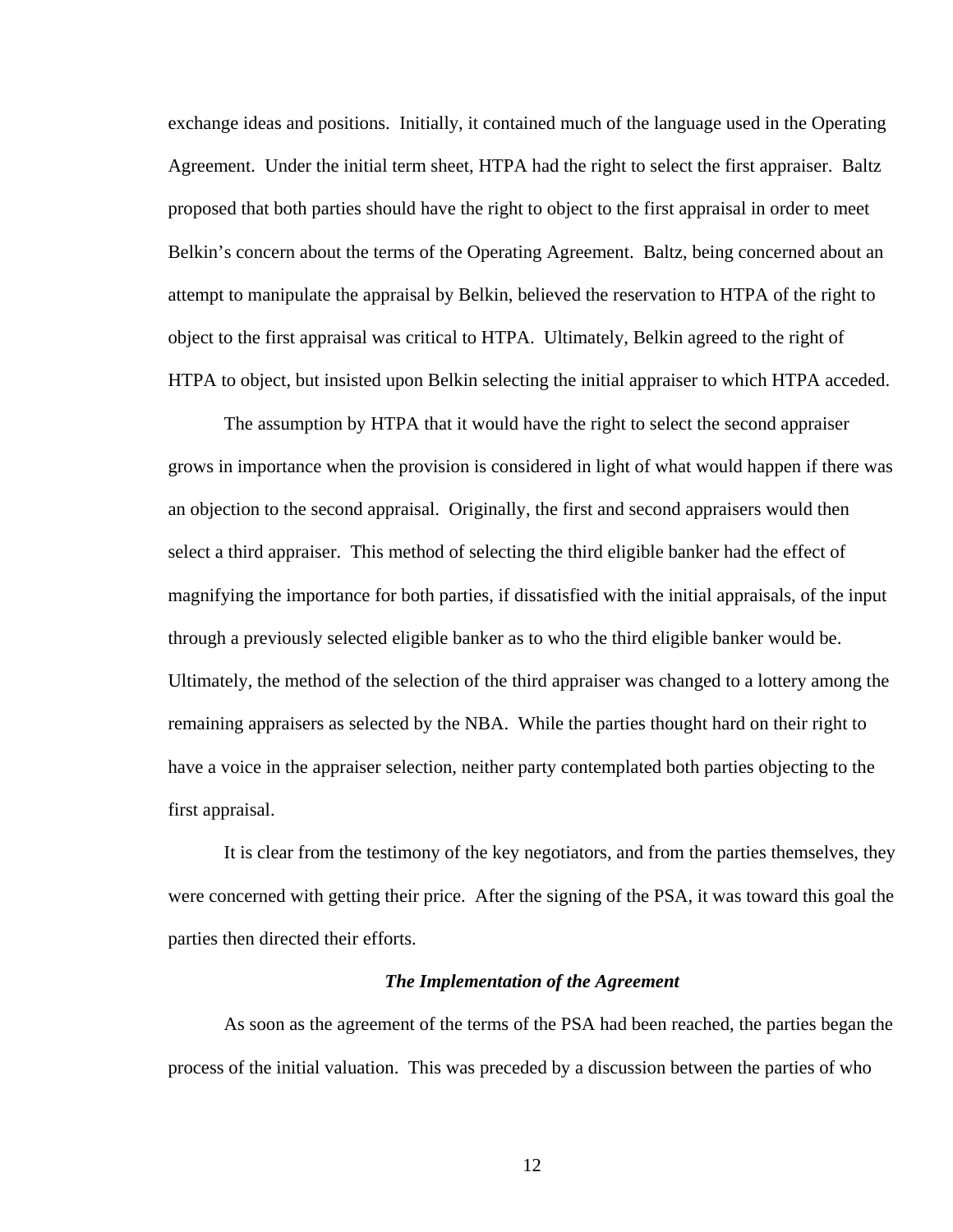exchange ideas and positions. Initially, it contained much of the language used in the Operating Agreement. Under the initial term sheet, HTPA had the right to select the first appraiser. Baltz proposed that both parties should have the right to object to the first appraisal in order to meet Belkin's concern about the terms of the Operating Agreement. Baltz, being concerned about an attempt to manipulate the appraisal by Belkin, believed the reservation to HTPA of the right to object to the first appraisal was critical to HTPA. Ultimately, Belkin agreed to the right of HTPA to object, but insisted upon Belkin selecting the initial appraiser to which HTPA acceded.

The assumption by HTPA that it would have the right to select the second appraiser grows in importance when the provision is considered in light of what would happen if there was an objection to the second appraisal. Originally, the first and second appraisers would then select a third appraiser. This method of selecting the third eligible banker had the effect of magnifying the importance for both parties, if dissatisfied with the initial appraisals, of the input through a previously selected eligible banker as to who the third eligible banker would be. Ultimately, the method of the selection of the third appraiser was changed to a lottery among the remaining appraisers as selected by the NBA. While the parties thought hard on their right to have a voice in the appraiser selection, neither party contemplated both parties objecting to the first appraisal.

It is clear from the testimony of the key negotiators, and from the parties themselves, they were concerned with getting their price. After the signing of the PSA, it was toward this goal the parties then directed their efforts.

***The Implementation of the Agreement***

As soon as the agreement of the terms of the PSA had been reached, the parties began the process of the initial valuation. This was preceded by a discussion between the parties of who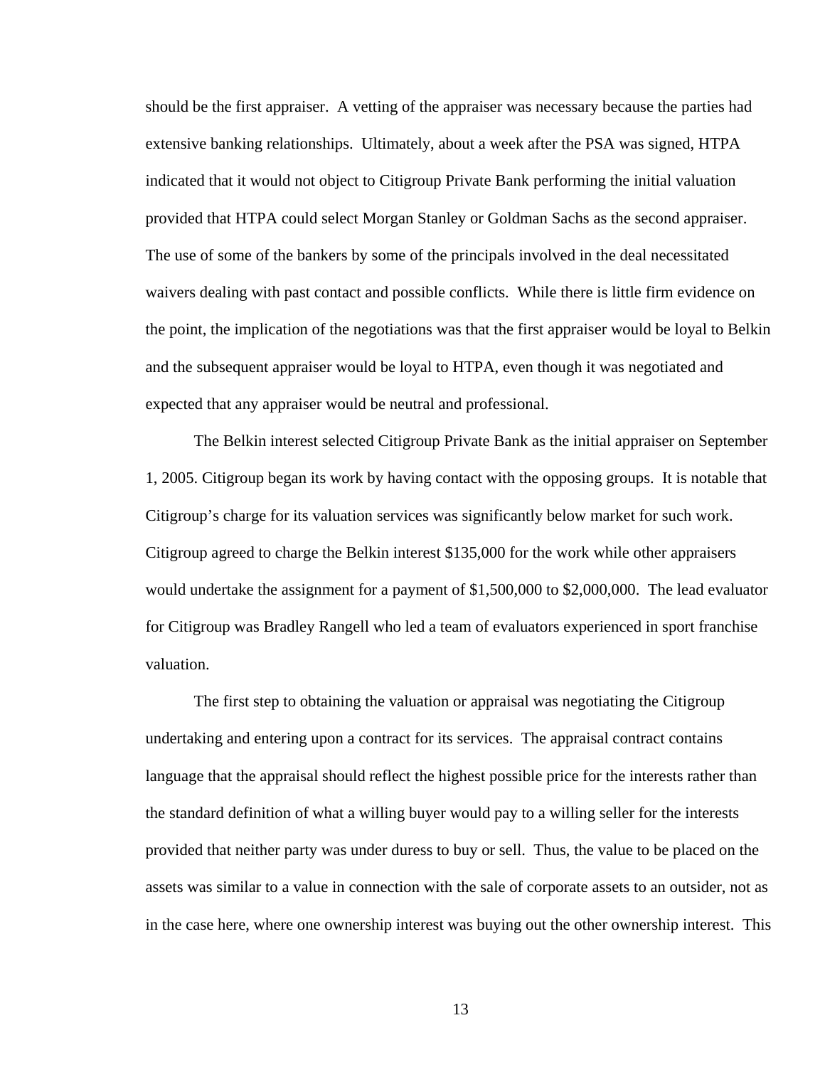should be the first appraiser. A vetting of the appraiser was necessary because the parties had extensive banking relationships. Ultimately, about a week after the PSA was signed, HTPA indicated that it would not object to Citigroup Private Bank performing the initial valuation provided that HTPA could select Morgan Stanley or Goldman Sachs as the second appraiser. The use of some of the bankers by some of the principals involved in the deal necessitated waivers dealing with past contact and possible conflicts. While there is little firm evidence on the point, the implication of the negotiations was that the first appraiser would be loyal to Belkin and the subsequent appraiser would be loyal to HTPA, even though it was negotiated and expected that any appraiser would be neutral and professional.

The Belkin interest selected Citigroup Private Bank as the initial appraiser on September 1, 2005. Citigroup began its work by having contact with the opposing groups. It is notable that Citigroup's charge for its valuation services was significantly below market for such work. Citigroup agreed to charge the Belkin interest $135,000 for the work while other appraisers would undertake the assignment for a payment of $1,500,000 to $2,000,000. The lead evaluator for Citigroup was Bradley Rangell who led a team of evaluators experienced in sport franchise valuation.

The first step to obtaining the valuation or appraisal was negotiating the Citigroup undertaking and entering upon a contract for its services. The appraisal contract contains language that the appraisal should reflect the highest possible price for the interests rather than the standard definition of what a willing buyer would pay to a willing seller for the interests provided that neither party was under duress to buy or sell. Thus, the value to be placed on the assets was similar to a value in connection with the sale of corporate assets to an outsider, not as in the case here, where one ownership interest was buying out the other ownership interest. This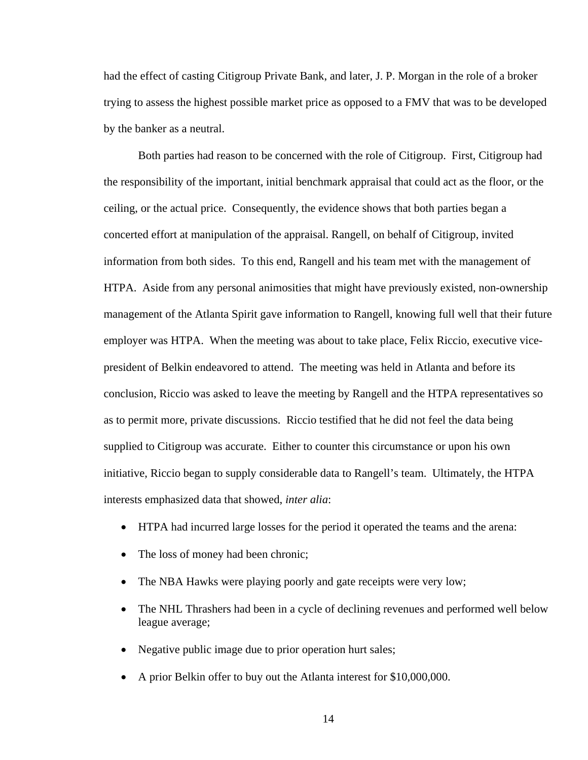had the effect of casting Citigroup Private Bank, and later, J. P. Morgan in the role of a broker trying to assess the highest possible market price as opposed to a FMV that was to be developed by the banker as a neutral.

Both parties had reason to be concerned with the role of Citigroup. First, Citigroup had the responsibility of the important, initial benchmark appraisal that could act as the floor, or the ceiling, or the actual price. Consequently, the evidence shows that both parties began a concerted effort at manipulation of the appraisal. Rangell, on behalf of Citigroup, invited information from both sides. To this end, Rangell and his team met with the management of HTPA. Aside from any personal animosities that might have previously existed, non-ownership management of the Atlanta Spirit gave information to Rangell, knowing full well that their future employer was HTPA. When the meeting was about to take place, Felix Riccio, executive vice-president of Belkin endeavored to attend. The meeting was held in Atlanta and before its conclusion, Riccio was asked to leave the meeting by Rangell and the HTPA representatives so as to permit more, private discussions. Riccio testified that he did not feel the data being supplied to Citigroup was accurate. Either to counter this circumstance or upon his own initiative, Riccio began to supply considerable data to Rangell's team. Ultimately, the HTPA interests emphasized data that showed, *inter alia*:

- HTPA had incurred large losses for the period it operated the teams and the arena:
- The loss of money had been chronic;
- The NBA Hawks were playing poorly and gate receipts were very low;
- The NHL Thrashers had been in a cycle of declining revenues and performed well below league average;
- Negative public image due to prior operation hurt sales;
- A prior Belkin offer to buy out the Atlanta interest for $10,000,000.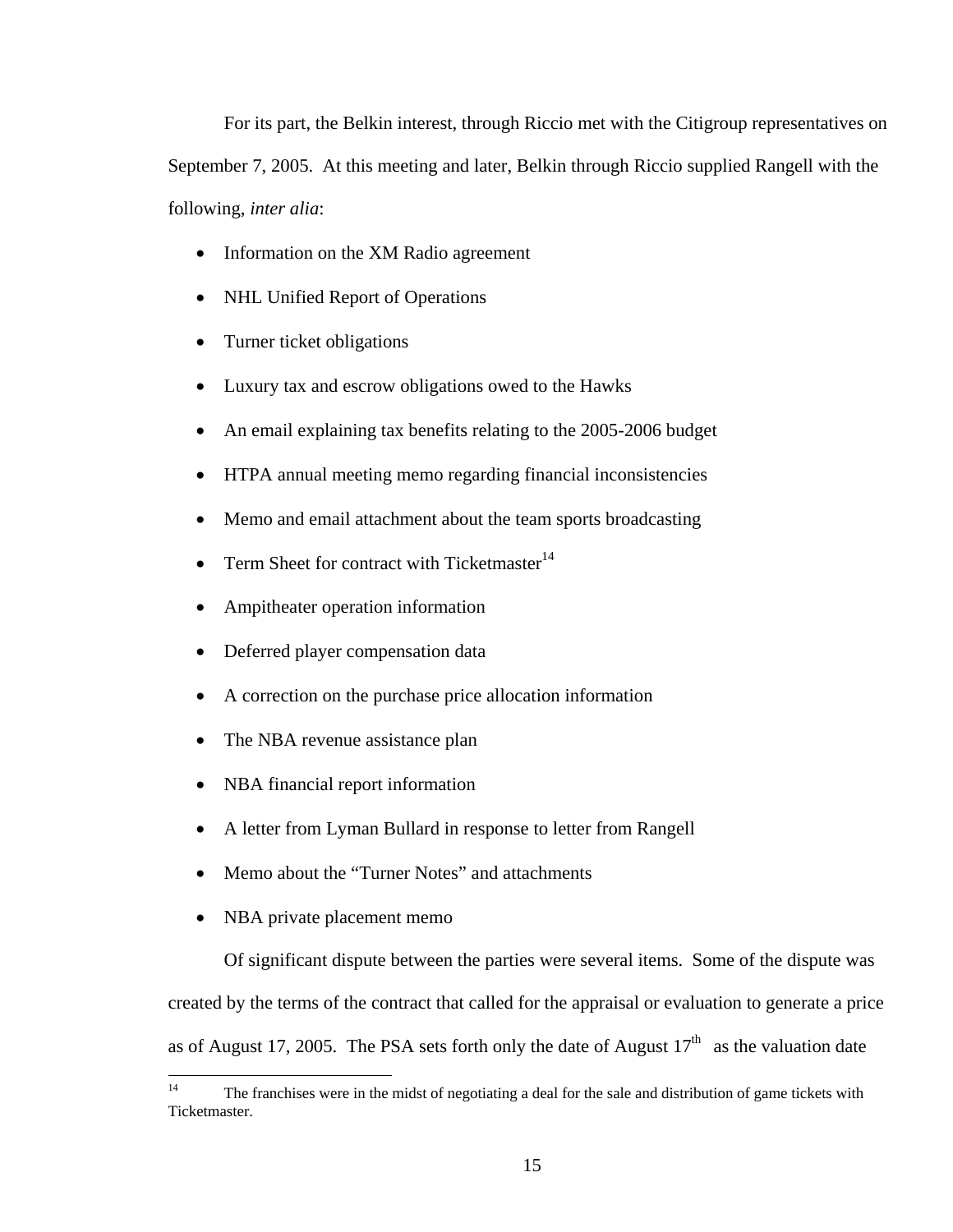For its part, the Belkin interest, through Riccio met with the Citigroup representatives on September 7, 2005. At this meeting and later, Belkin through Riccio supplied Rangell with the following, *inter alia*:

- Information on the XM Radio agreement
- NHL Unified Report of Operations
- Turner ticket obligations
- Luxury tax and escrow obligations owed to the Hawks
- An email explaining tax benefits relating to the 2005-2006 budget
- HTPA annual meeting memo regarding financial inconsistencies
- Memo and email attachment about the team sports broadcasting
- Term Sheet for contract with Ticketmaster[14]
- Ampitheater operation information
- Deferred player compensation data
- A correction on the purchase price allocation information
- The NBA revenue assistance plan
- NBA financial report information
- A letter from Lyman Bullard in response to letter from Rangell
- Memo about the "Turner Notes" and attachments
- NBA private placement memo

Of significant dispute between the parties were several items. Some of the dispute was created by the terms of the contract that called for the appraisal or evaluation to generate a price as of August 17, 2005. The PSA sets forth only the date of August 17th as the valuation date

---

[14] The franchises were in the midst of negotiating a deal for the sale and distribution of game tickets with Ticketmaster.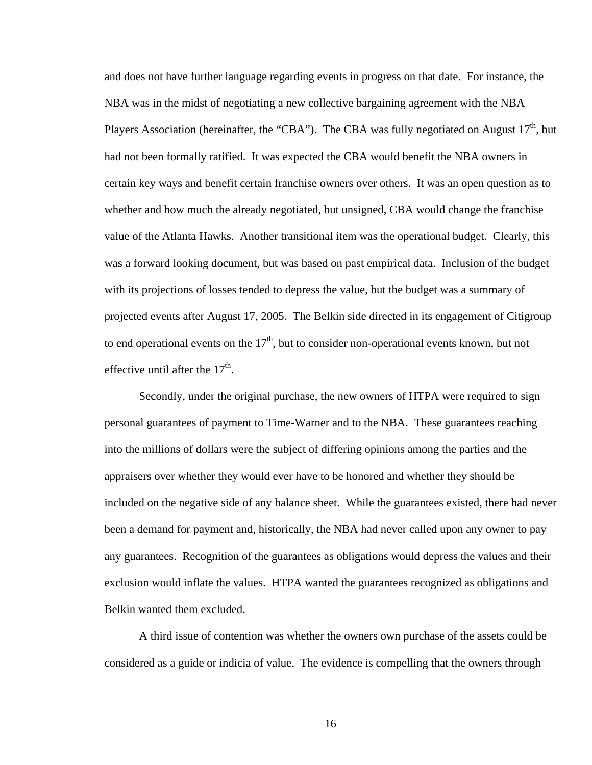and does not have further language regarding events in progress on that date. For instance, the NBA was in the midst of negotiating a new collective bargaining agreement with the NBA Players Association (hereinafter, the "CBA"). The CBA was fully negotiated on August 17th, but had not been formally ratified. It was expected the CBA would benefit the NBA owners in certain key ways and benefit certain franchise owners over others. It was an open question as to whether and how much the already negotiated, but unsigned, CBA would change the franchise value of the Atlanta Hawks. Another transitional item was the operational budget. Clearly, this was a forward looking document, but was based on past empirical data. Inclusion of the budget with its projections of losses tended to depress the value, but the budget was a summary of projected events after August 17, 2005. The Belkin side directed in its engagement of Citigroup to end operational events on the 17th, but to consider non-operational events known, but not effective until after the 17th.

Secondly, under the original purchase, the new owners of HTPA were required to sign personal guarantees of payment to Time-Warner and to the NBA. These guarantees reaching into the millions of dollars were the subject of differing opinions among the parties and the appraisers over whether they would ever have to be honored and whether they should be included on the negative side of any balance sheet. While the guarantees existed, there had never been a demand for payment and, historically, the NBA had never called upon any owner to pay any guarantees. Recognition of the guarantees as obligations would depress the values and their exclusion would inflate the values. HTPA wanted the guarantees recognized as obligations and Belkin wanted them excluded.

A third issue of contention was whether the owners own purchase of the assets could be considered as a guide or indicia of value. The evidence is compelling that the owners through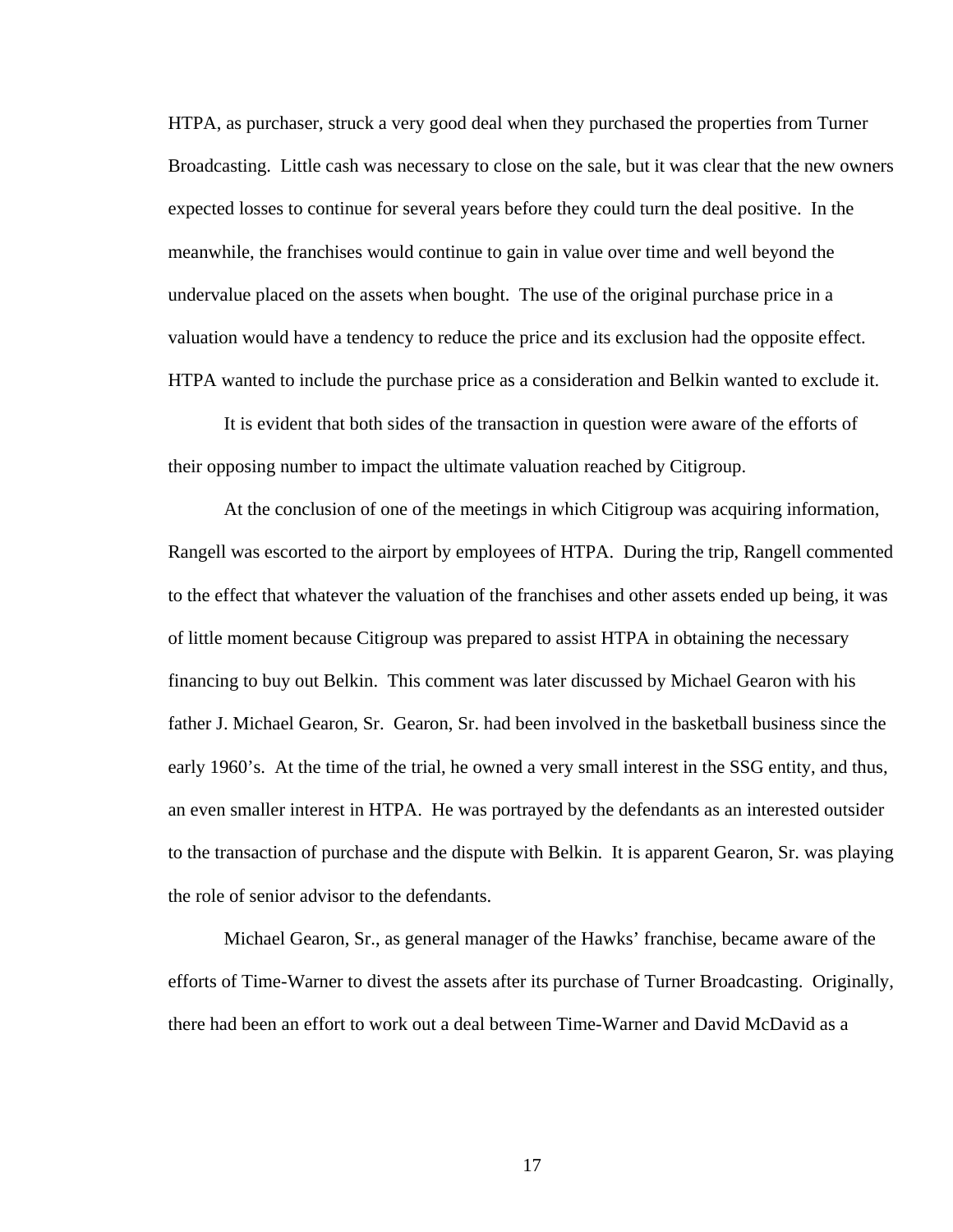HTPA, as purchaser, struck a very good deal when they purchased the properties from Turner Broadcasting. Little cash was necessary to close on the sale, but it was clear that the new owners expected losses to continue for several years before they could turn the deal positive. In the meanwhile, the franchises would continue to gain in value over time and well beyond the undervalue placed on the assets when bought. The use of the original purchase price in a valuation would have a tendency to reduce the price and its exclusion had the opposite effect. HTPA wanted to include the purchase price as a consideration and Belkin wanted to exclude it.

It is evident that both sides of the transaction in question were aware of the efforts of their opposing number to impact the ultimate valuation reached by Citigroup.

At the conclusion of one of the meetings in which Citigroup was acquiring information, Rangell was escorted to the airport by employees of HTPA. During the trip, Rangell commented to the effect that whatever the valuation of the franchises and other assets ended up being, it was of little moment because Citigroup was prepared to assist HTPA in obtaining the necessary financing to buy out Belkin. This comment was later discussed by Michael Gearon with his father J. Michael Gearon, Sr. Gearon, Sr. had been involved in the basketball business since the early 1960's. At the time of the trial, he owned a very small interest in the SSG entity, and thus, an even smaller interest in HTPA. He was portrayed by the defendants as an interested outsider to the transaction of purchase and the dispute with Belkin. It is apparent Gearon, Sr. was playing the role of senior advisor to the defendants.

Michael Gearon, Sr., as general manager of the Hawks' franchise, became aware of the efforts of Time-Warner to divest the assets after its purchase of Turner Broadcasting. Originally, there had been an effort to work out a deal between Time-Warner and David McDavid as a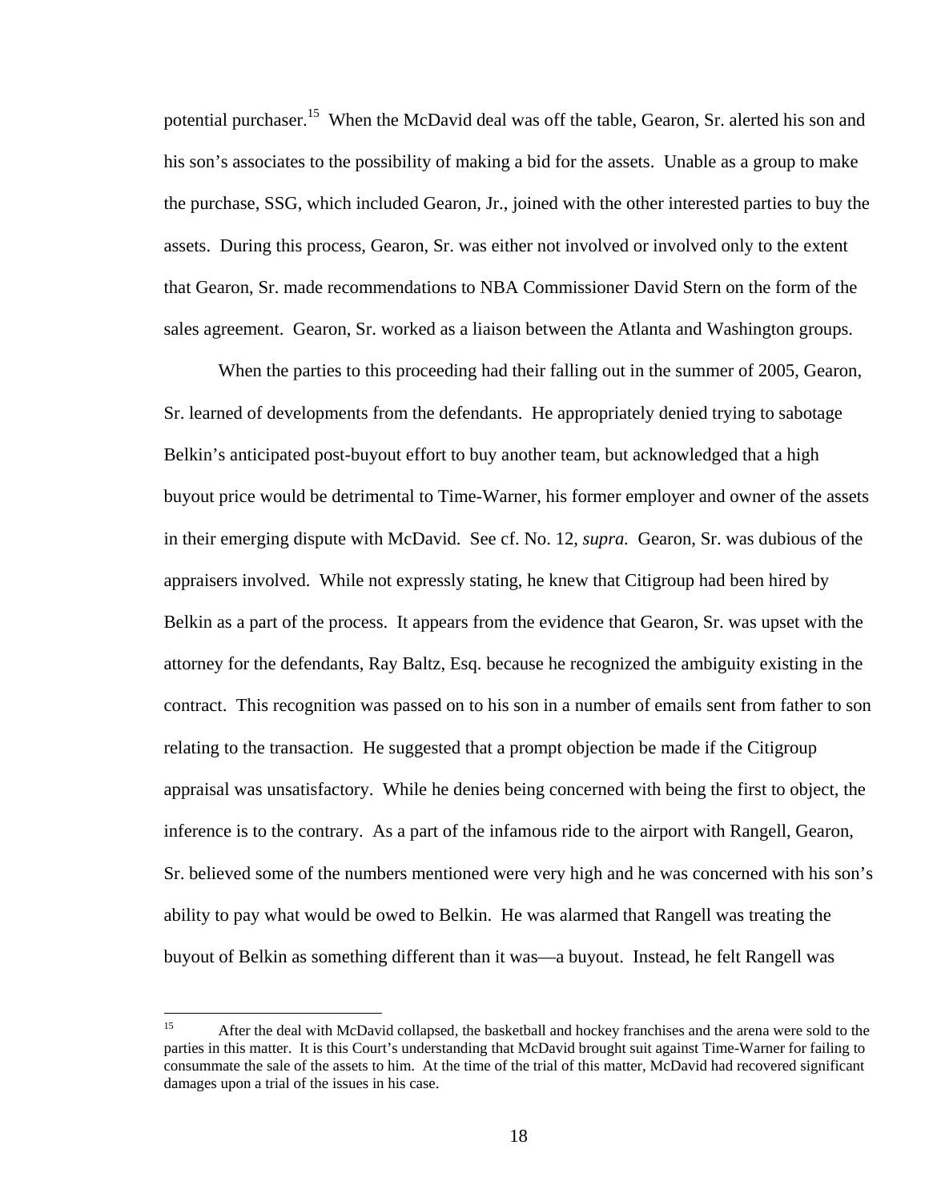potential purchaser.[15] When the McDavid deal was off the table, Gearon, Sr. alerted his son and his son's associates to the possibility of making a bid for the assets. Unable as a group to make the purchase, SSG, which included Gearon, Jr., joined with the other interested parties to buy the assets. During this process, Gearon, Sr. was either not involved or involved only to the extent that Gearon, Sr. made recommendations to NBA Commissioner David Stern on the form of the sales agreement. Gearon, Sr. worked as a liaison between the Atlanta and Washington groups.

When the parties to this proceeding had their falling out in the summer of 2005, Gearon, Sr. learned of developments from the defendants. He appropriately denied trying to sabotage Belkin's anticipated post-buyout effort to buy another team, but acknowledged that a high buyout price would be detrimental to Time-Warner, his former employer and owner of the assets in their emerging dispute with McDavid. See cf. No. 12, *supra*. Gearon, Sr. was dubious of the appraisers involved. While not expressly stating, he knew that Citigroup had been hired by Belkin as a part of the process. It appears from the evidence that Gearon, Sr. was upset with the attorney for the defendants, Ray Baltz, Esq. because he recognized the ambiguity existing in the contract. This recognition was passed on to his son in a number of emails sent from father to son relating to the transaction. He suggested that a prompt objection be made if the Citigroup appraisal was unsatisfactory. While he denies being concerned with being the first to object, the inference is to the contrary. As a part of the infamous ride to the airport with Rangell, Gearon, Sr. believed some of the numbers mentioned were very high and he was concerned with his son's ability to pay what would be owed to Belkin. He was alarmed that Rangell was treating the buyout of Belkin as something different than it was—a buyout. Instead, he felt Rangell was

---

[15] After the deal with McDavid collapsed, the basketball and hockey franchises and the arena were sold to the parties in this matter. It is this Court's understanding that McDavid brought suit against Time-Warner for failing to consummate the sale of the assets to him. At the time of the trial of this matter, McDavid had recovered significant damages upon a trial of the issues in his case.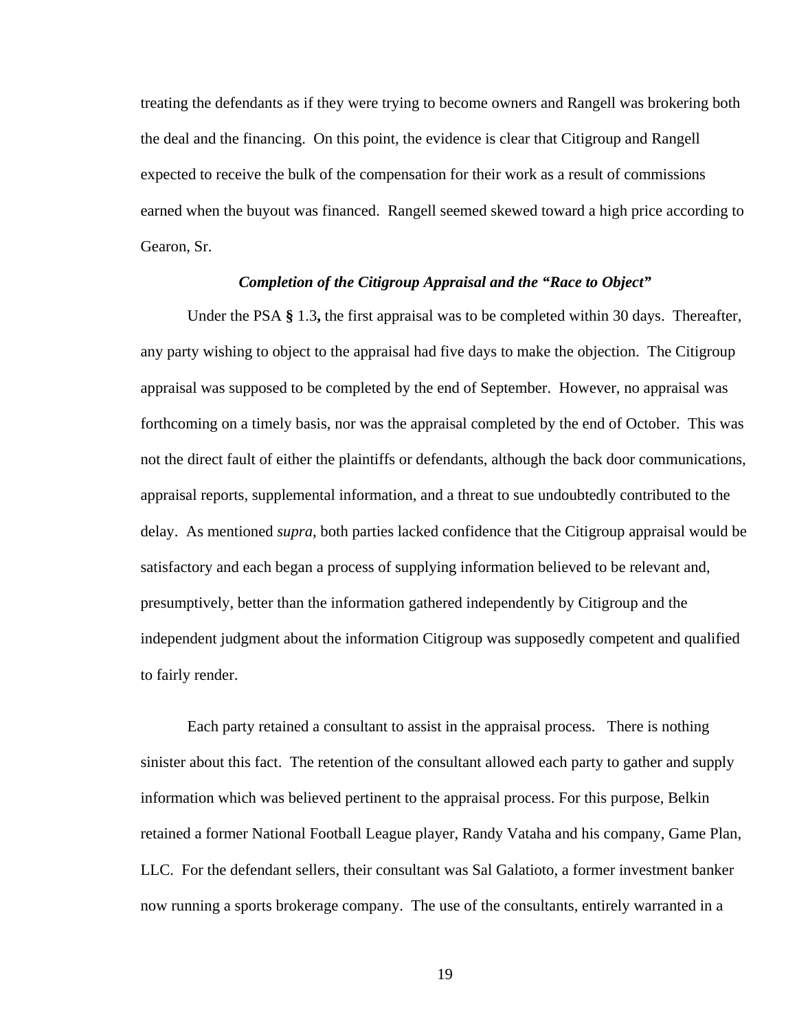treating the defendants as if they were trying to become owners and Rangell was brokering both the deal and the financing. On this point, the evidence is clear that Citigroup and Rangell expected to receive the bulk of the compensation for their work as a result of commissions earned when the buyout was financed. Rangell seemed skewed toward a high price according to Gearon, Sr.

### *Completion of the Citigroup Appraisal and the "Race to Object"*

Under the PSA **§** 1.3**,** the first appraisal was to be completed within 30 days. Thereafter, any party wishing to object to the appraisal had five days to make the objection. The Citigroup appraisal was supposed to be completed by the end of September. However, no appraisal was forthcoming on a timely basis, nor was the appraisal completed by the end of October. This was not the direct fault of either the plaintiffs or defendants, although the back door communications, appraisal reports, supplemental information, and a threat to sue undoubtedly contributed to the delay. As mentioned *supra,* both parties lacked confidence that the Citigroup appraisal would be satisfactory and each began a process of supplying information believed to be relevant and, presumptively, better than the information gathered independently by Citigroup and the independent judgment about the information Citigroup was supposedly competent and qualified to fairly render.

Each party retained a consultant to assist in the appraisal process. There is nothing sinister about this fact. The retention of the consultant allowed each party to gather and supply information which was believed pertinent to the appraisal process. For this purpose, Belkin retained a former National Football League player, Randy Vataha and his company, Game Plan, LLC. For the defendant sellers, their consultant was Sal Galatioto, a former investment banker now running a sports brokerage company. The use of the consultants, entirely warranted in a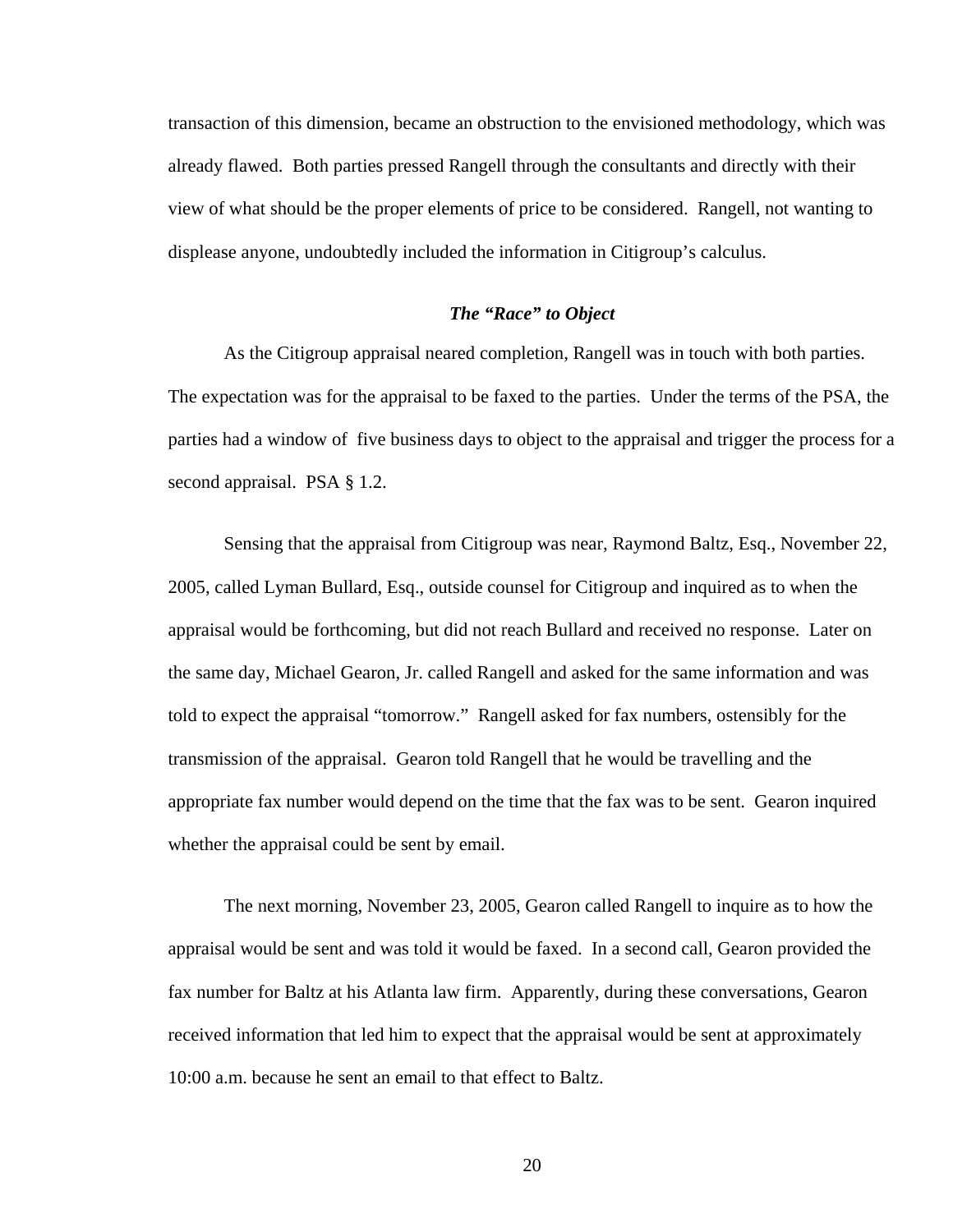transaction of this dimension, became an obstruction to the envisioned methodology, which was already flawed. Both parties pressed Rangell through the consultants and directly with their view of what should be the proper elements of price to be considered. Rangell, not wanting to displease anyone, undoubtedly included the information in Citigroup's calculus.

### *The "Race" to Object*

As the Citigroup appraisal neared completion, Rangell was in touch with both parties. The expectation was for the appraisal to be faxed to the parties. Under the terms of the PSA, the parties had a window of five business days to object to the appraisal and trigger the process for a second appraisal. PSA § 1.2.

Sensing that the appraisal from Citigroup was near, Raymond Baltz, Esq., November 22, 2005, called Lyman Bullard, Esq., outside counsel for Citigroup and inquired as to when the appraisal would be forthcoming, but did not reach Bullard and received no response. Later on the same day, Michael Gearon, Jr. called Rangell and asked for the same information and was told to expect the appraisal "tomorrow." Rangell asked for fax numbers, ostensibly for the transmission of the appraisal. Gearon told Rangell that he would be travelling and the appropriate fax number would depend on the time that the fax was to be sent. Gearon inquired whether the appraisal could be sent by email.

The next morning, November 23, 2005, Gearon called Rangell to inquire as to how the appraisal would be sent and was told it would be faxed. In a second call, Gearon provided the fax number for Baltz at his Atlanta law firm. Apparently, during these conversations, Gearon received information that led him to expect that the appraisal would be sent at approximately 10:00 a.m. because he sent an email to that effect to Baltz.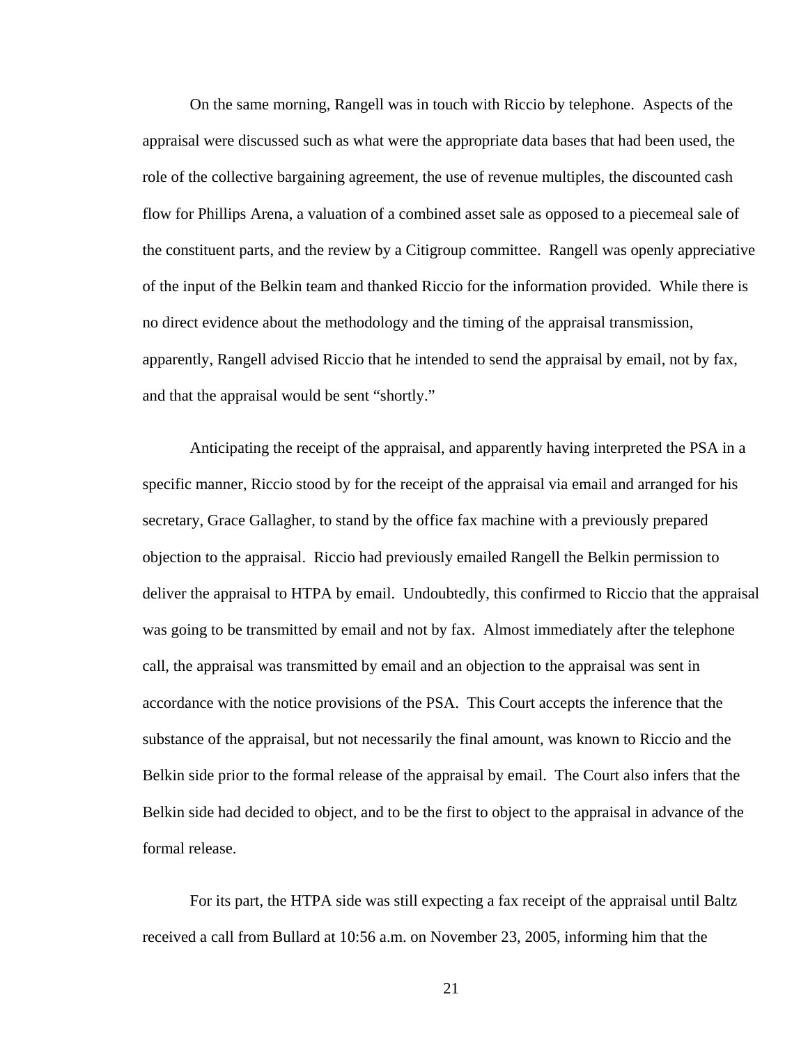On the same morning, Rangell was in touch with Riccio by telephone. Aspects of the appraisal were discussed such as what were the appropriate data bases that had been used, the role of the collective bargaining agreement, the use of revenue multiples, the discounted cash flow for Phillips Arena, a valuation of a combined asset sale as opposed to a piecemeal sale of the constituent parts, and the review by a Citigroup committee. Rangell was openly appreciative of the input of the Belkin team and thanked Riccio for the information provided. While there is no direct evidence about the methodology and the timing of the appraisal transmission, apparently, Rangell advised Riccio that he intended to send the appraisal by email, not by fax, and that the appraisal would be sent "shortly."

Anticipating the receipt of the appraisal, and apparently having interpreted the PSA in a specific manner, Riccio stood by for the receipt of the appraisal via email and arranged for his secretary, Grace Gallagher, to stand by the office fax machine with a previously prepared objection to the appraisal. Riccio had previously emailed Rangell the Belkin permission to deliver the appraisal to HTPA by email. Undoubtedly, this confirmed to Riccio that the appraisal was going to be transmitted by email and not by fax. Almost immediately after the telephone call, the appraisal was transmitted by email and an objection to the appraisal was sent in accordance with the notice provisions of the PSA. This Court accepts the inference that the substance of the appraisal, but not necessarily the final amount, was known to Riccio and the Belkin side prior to the formal release of the appraisal by email. The Court also infers that the Belkin side had decided to object, and to be the first to object to the appraisal in advance of the formal release.

For its part, the HTPA side was still expecting a fax receipt of the appraisal until Baltz received a call from Bullard at 10:56 a.m. on November 23, 2005, informing him that the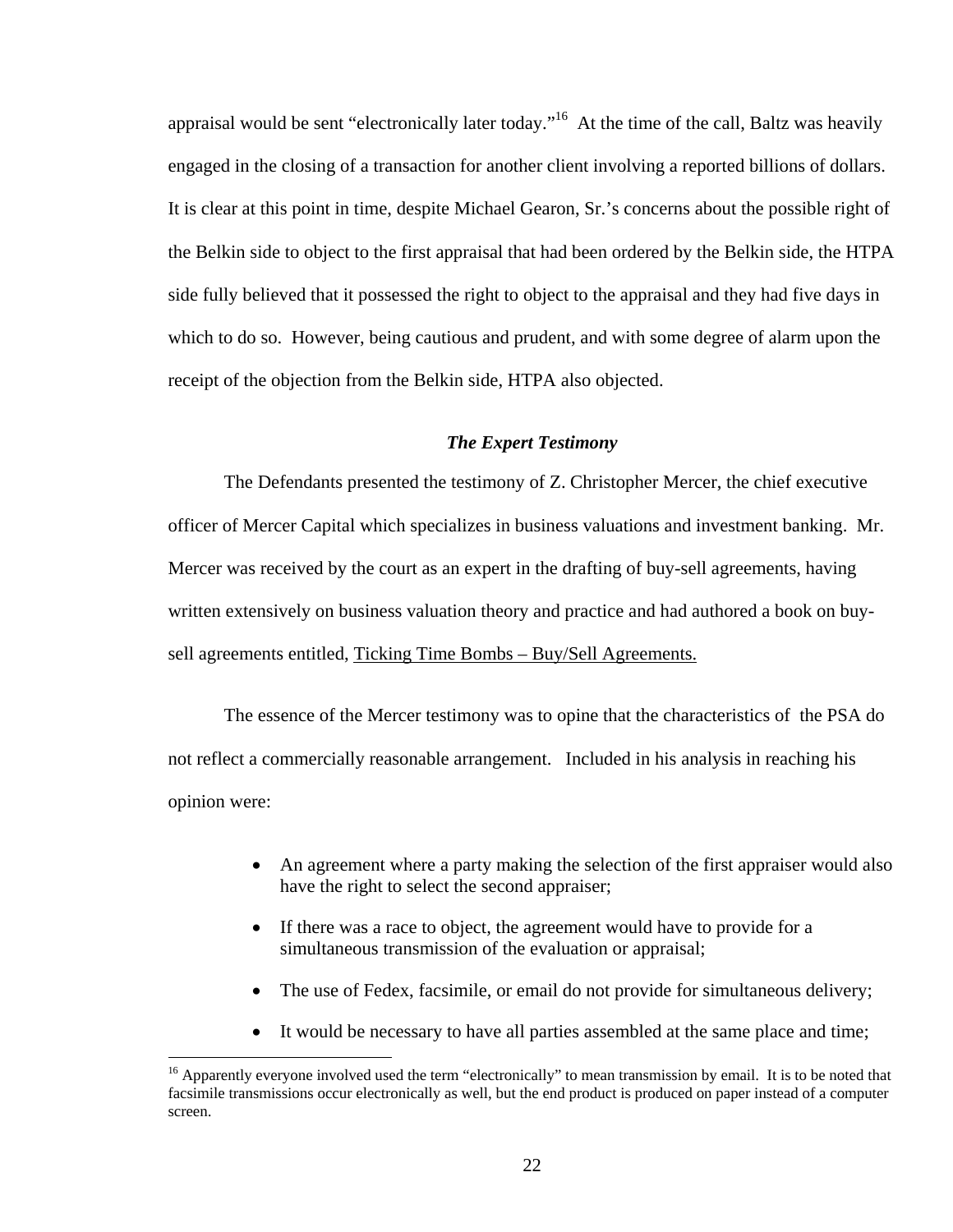appraisal would be sent "electronically later today."[16] At the time of the call, Baltz was heavily engaged in the closing of a transaction for another client involving a reported billions of dollars. It is clear at this point in time, despite Michael Gearon, Sr.'s concerns about the possible right of the Belkin side to object to the first appraisal that had been ordered by the Belkin side, the HTPA side fully believed that it possessed the right to object to the appraisal and they had five days in which to do so. However, being cautious and prudent, and with some degree of alarm upon the receipt of the objection from the Belkin side, HTPA also objected.

### *The Expert Testimony*

The Defendants presented the testimony of Z. Christopher Mercer, the chief executive officer of Mercer Capital which specializes in business valuations and investment banking. Mr. Mercer was received by the court as an expert in the drafting of buy-sell agreements, having written extensively on business valuation theory and practice and had authored a book on buy-sell agreements entitled, <u>Ticking Time Bombs – Buy/Sell Agreements.</u>

The essence of the Mercer testimony was to opine that the characteristics of the PSA do not reflect a commercially reasonable arrangement. Included in his analysis in reaching his opinion were:

- An agreement where a party making the selection of the first appraiser would also have the right to select the second appraiser;
- If there was a race to object, the agreement would have to provide for a simultaneous transmission of the evaluation or appraisal;
- The use of Fedex, facsimile, or email do not provide for simultaneous delivery;
- It would be necessary to have all parties assembled at the same place and time;

---

[16] Apparently everyone involved used the term "electronically" to mean transmission by email. It is to be noted that facsimile transmissions occur electronically as well, but the end product is produced on paper instead of a computer screen.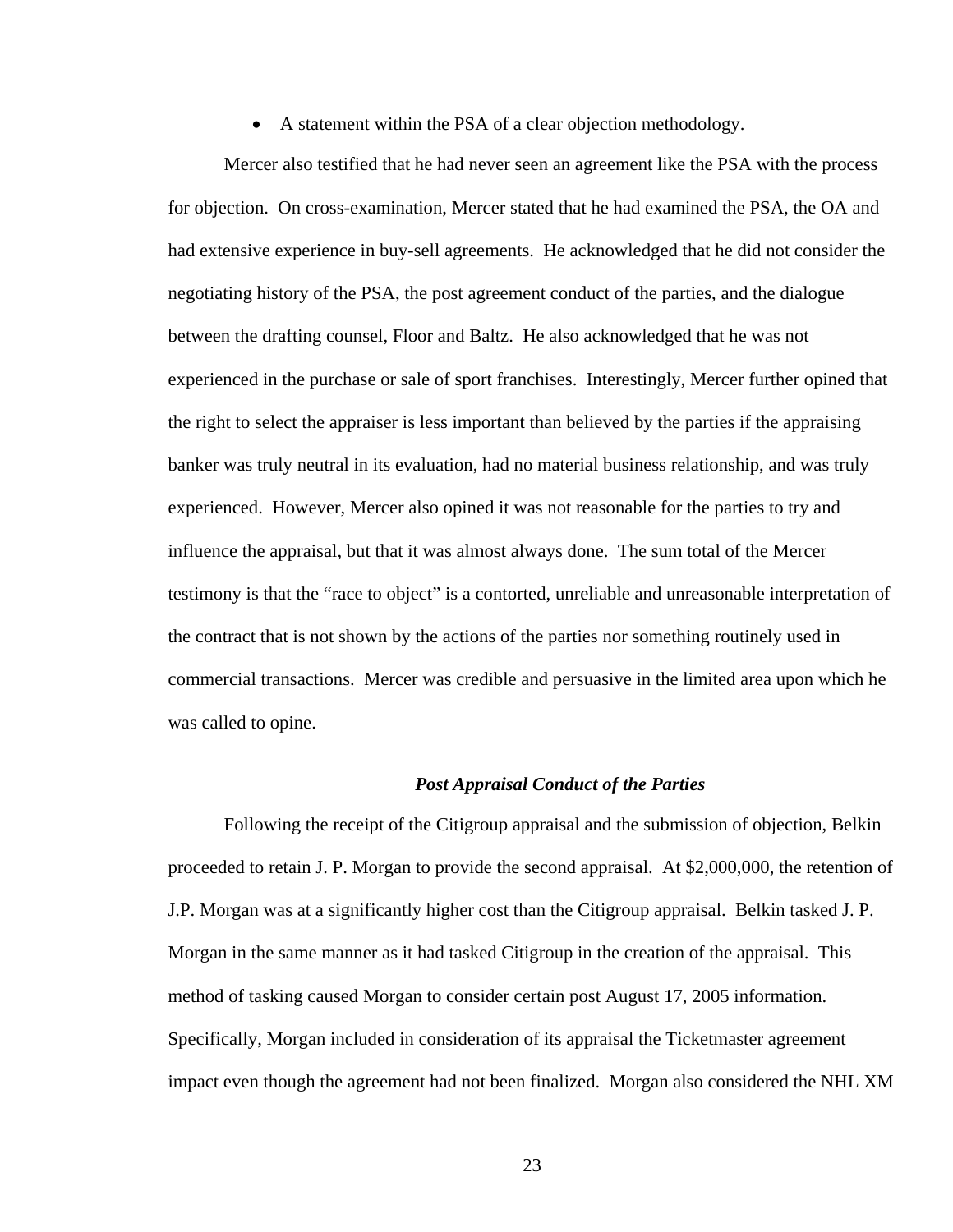- A statement within the PSA of a clear objection methodology.

Mercer also testified that he had never seen an agreement like the PSA with the process for objection. On cross-examination, Mercer stated that he had examined the PSA, the OA and had extensive experience in buy-sell agreements. He acknowledged that he did not consider the negotiating history of the PSA, the post agreement conduct of the parties, and the dialogue between the drafting counsel, Floor and Baltz. He also acknowledged that he was not experienced in the purchase or sale of sport franchises. Interestingly, Mercer further opined that the right to select the appraiser is less important than believed by the parties if the appraising banker was truly neutral in its evaluation, had no material business relationship, and was truly experienced. However, Mercer also opined it was not reasonable for the parties to try and influence the appraisal, but that it was almost always done. The sum total of the Mercer testimony is that the "race to object" is a contorted, unreliable and unreasonable interpretation of the contract that is not shown by the actions of the parties nor something routinely used in commercial transactions. Mercer was credible and persuasive in the limited area upon which he was called to opine.

### *Post Appraisal Conduct of the Parties*

Following the receipt of the Citigroup appraisal and the submission of objection, Belkin proceeded to retain J. P. Morgan to provide the second appraisal. At $2,000,000, the retention of J.P. Morgan was at a significantly higher cost than the Citigroup appraisal. Belkin tasked J. P. Morgan in the same manner as it had tasked Citigroup in the creation of the appraisal. This method of tasking caused Morgan to consider certain post August 17, 2005 information. Specifically, Morgan included in consideration of its appraisal the Ticketmaster agreement impact even though the agreement had not been finalized. Morgan also considered the NHL XM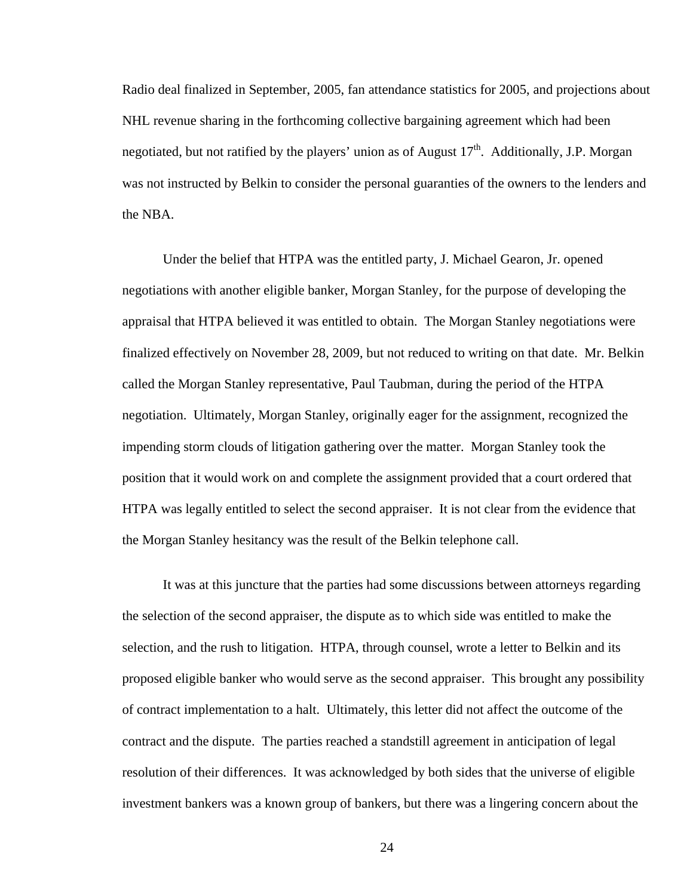Radio deal finalized in September, 2005, fan attendance statistics for 2005, and projections about NHL revenue sharing in the forthcoming collective bargaining agreement which had been negotiated, but not ratified by the players' union as of August 17th. Additionally, J.P. Morgan was not instructed by Belkin to consider the personal guaranties of the owners to the lenders and the NBA.

Under the belief that HTPA was the entitled party, J. Michael Gearon, Jr. opened negotiations with another eligible banker, Morgan Stanley, for the purpose of developing the appraisal that HTPA believed it was entitled to obtain. The Morgan Stanley negotiations were finalized effectively on November 28, 2009, but not reduced to writing on that date. Mr. Belkin called the Morgan Stanley representative, Paul Taubman, during the period of the HTPA negotiation. Ultimately, Morgan Stanley, originally eager for the assignment, recognized the impending storm clouds of litigation gathering over the matter. Morgan Stanley took the position that it would work on and complete the assignment provided that a court ordered that HTPA was legally entitled to select the second appraiser. It is not clear from the evidence that the Morgan Stanley hesitancy was the result of the Belkin telephone call.

It was at this juncture that the parties had some discussions between attorneys regarding the selection of the second appraiser, the dispute as to which side was entitled to make the selection, and the rush to litigation. HTPA, through counsel, wrote a letter to Belkin and its proposed eligible banker who would serve as the second appraiser. This brought any possibility of contract implementation to a halt. Ultimately, this letter did not affect the outcome of the contract and the dispute. The parties reached a standstill agreement in anticipation of legal resolution of their differences. It was acknowledged by both sides that the universe of eligible investment bankers was a known group of bankers, but there was a lingering concern about the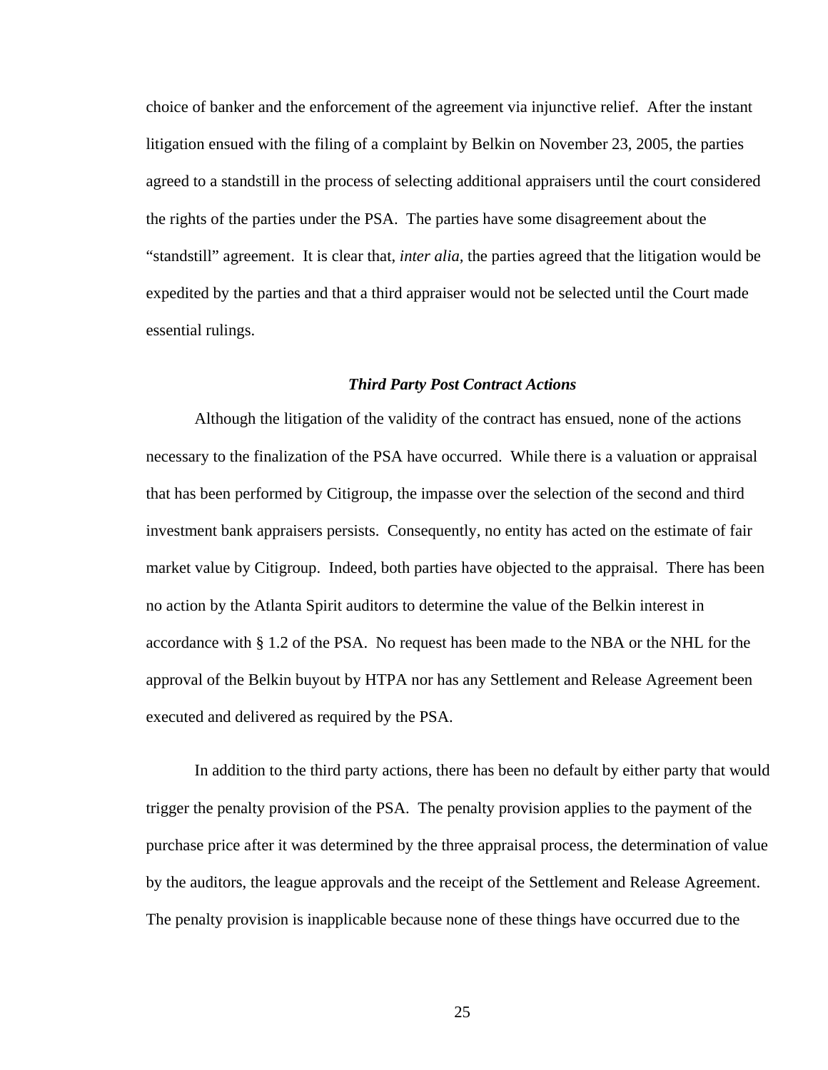choice of banker and the enforcement of the agreement via injunctive relief. After the instant litigation ensued with the filing of a complaint by Belkin on November 23, 2005, the parties agreed to a standstill in the process of selecting additional appraisers until the court considered the rights of the parties under the PSA. The parties have some disagreement about the "standstill" agreement. It is clear that, *inter alia*, the parties agreed that the litigation would be expedited by the parties and that a third appraiser would not be selected until the Court made essential rulings.

***Third Party Post Contract Actions***

Although the litigation of the validity of the contract has ensued, none of the actions necessary to the finalization of the PSA have occurred. While there is a valuation or appraisal that has been performed by Citigroup, the impasse over the selection of the second and third investment bank appraisers persists. Consequently, no entity has acted on the estimate of fair market value by Citigroup. Indeed, both parties have objected to the appraisal. There has been no action by the Atlanta Spirit auditors to determine the value of the Belkin interest in accordance with § 1.2 of the PSA. No request has been made to the NBA or the NHL for the approval of the Belkin buyout by HTPA nor has any Settlement and Release Agreement been executed and delivered as required by the PSA.

In addition to the third party actions, there has been no default by either party that would trigger the penalty provision of the PSA. The penalty provision applies to the payment of the purchase price after it was determined by the three appraisal process, the determination of value by the auditors, the league approvals and the receipt of the Settlement and Release Agreement. The penalty provision is inapplicable because none of these things have occurred due to the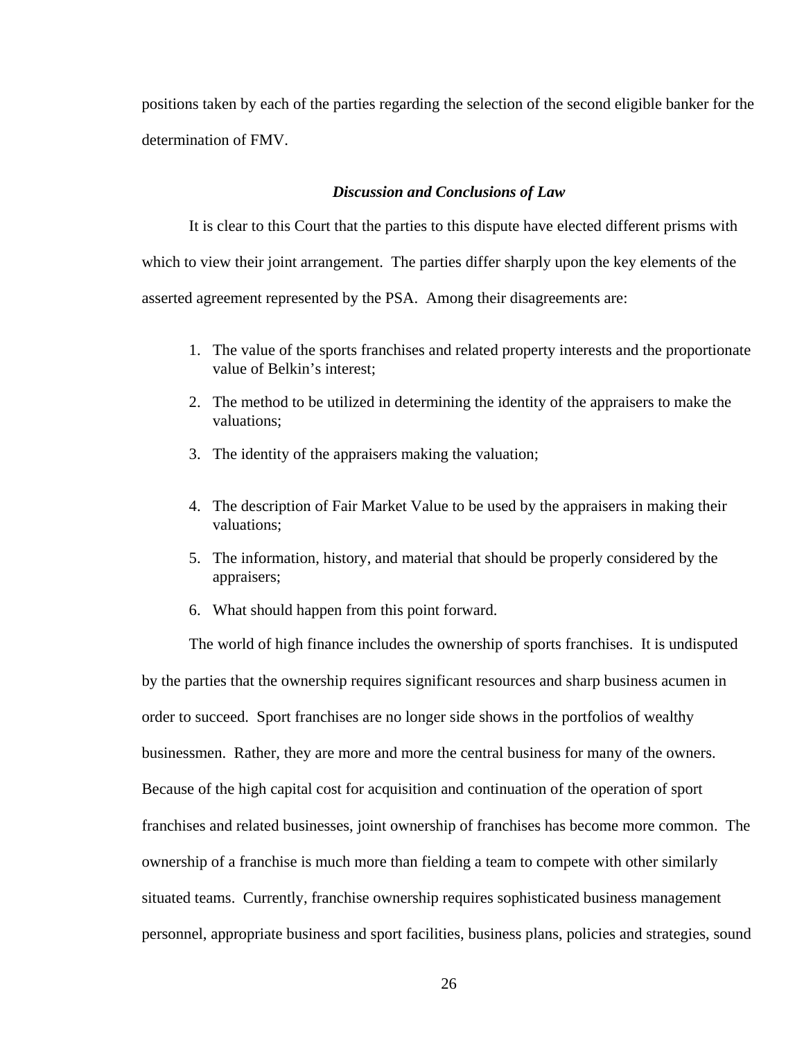positions taken by each of the parties regarding the selection of the second eligible banker for the determination of FMV.

### *Discussion and Conclusions of Law*

It is clear to this Court that the parties to this dispute have elected different prisms with which to view their joint arrangement. The parties differ sharply upon the key elements of the asserted agreement represented by the PSA. Among their disagreements are:

1. The value of the sports franchises and related property interests and the proportionate value of Belkin's interest;
2. The method to be utilized in determining the identity of the appraisers to make the valuations;
3. The identity of the appraisers making the valuation;
4. The description of Fair Market Value to be used by the appraisers in making their valuations;
5. The information, history, and material that should be properly considered by the appraisers;
6. What should happen from this point forward.

The world of high finance includes the ownership of sports franchises. It is undisputed by the parties that the ownership requires significant resources and sharp business acumen in order to succeed. Sport franchises are no longer side shows in the portfolios of wealthy businessmen. Rather, they are more and more the central business for many of the owners. Because of the high capital cost for acquisition and continuation of the operation of sport franchises and related businesses, joint ownership of franchises has become more common. The ownership of a franchise is much more than fielding a team to compete with other similarly situated teams. Currently, franchise ownership requires sophisticated business management personnel, appropriate business and sport facilities, business plans, policies and strategies, sound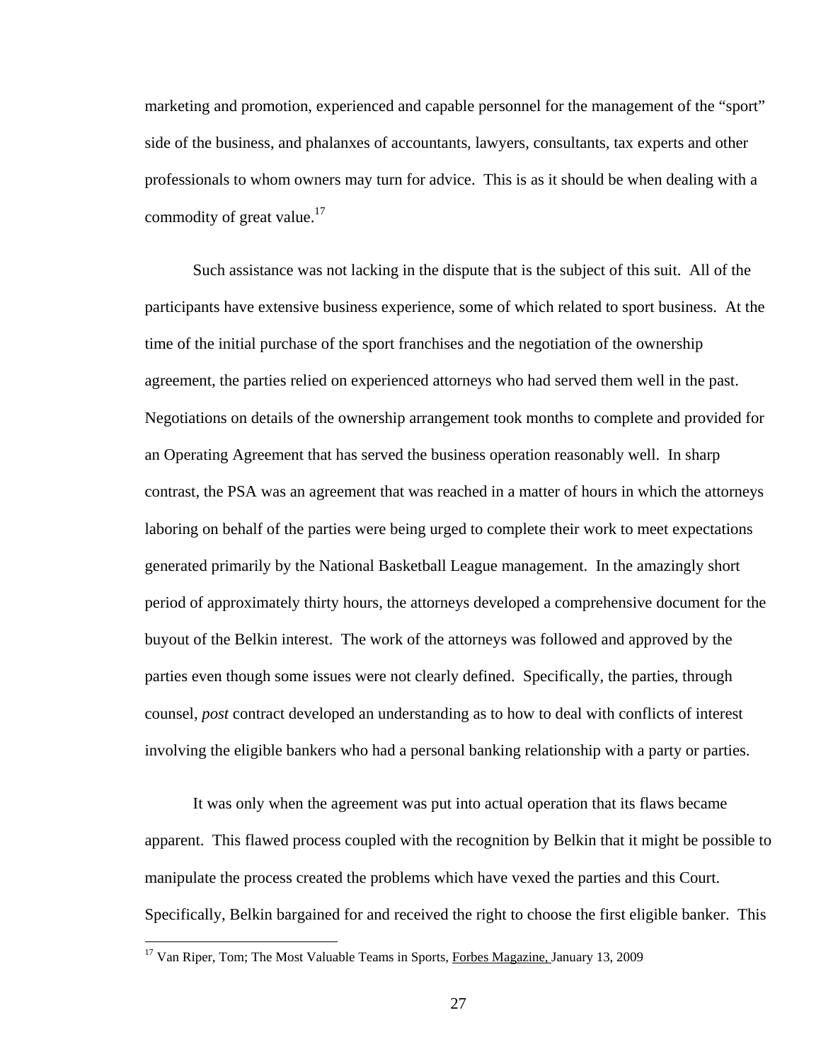marketing and promotion, experienced and capable personnel for the management of the "sport" side of the business, and phalanxes of accountants, lawyers, consultants, tax experts and other professionals to whom owners may turn for advice. This is as it should be when dealing with a commodity of great value.[17]

Such assistance was not lacking in the dispute that is the subject of this suit. All of the participants have extensive business experience, some of which related to sport business. At the time of the initial purchase of the sport franchises and the negotiation of the ownership agreement, the parties relied on experienced attorneys who had served them well in the past. Negotiations on details of the ownership arrangement took months to complete and provided for an Operating Agreement that has served the business operation reasonably well. In sharp contrast, the PSA was an agreement that was reached in a matter of hours in which the attorneys laboring on behalf of the parties were being urged to complete their work to meet expectations generated primarily by the National Basketball League management. In the amazingly short period of approximately thirty hours, the attorneys developed a comprehensive document for the buyout of the Belkin interest. The work of the attorneys was followed and approved by the parties even though some issues were not clearly defined. Specifically, the parties, through counsel, *post* contract developed an understanding as to how to deal with conflicts of interest involving the eligible bankers who had a personal banking relationship with a party or parties.

It was only when the agreement was put into actual operation that its flaws became apparent. This flawed process coupled with the recognition by Belkin that it might be possible to manipulate the process created the problems which have vexed the parties and this Court. Specifically, Belkin bargained for and received the right to choose the first eligible banker. This

[17] Van Riper, Tom; The Most Valuable Teams in Sports, Forbes Magazine, January 13, 2009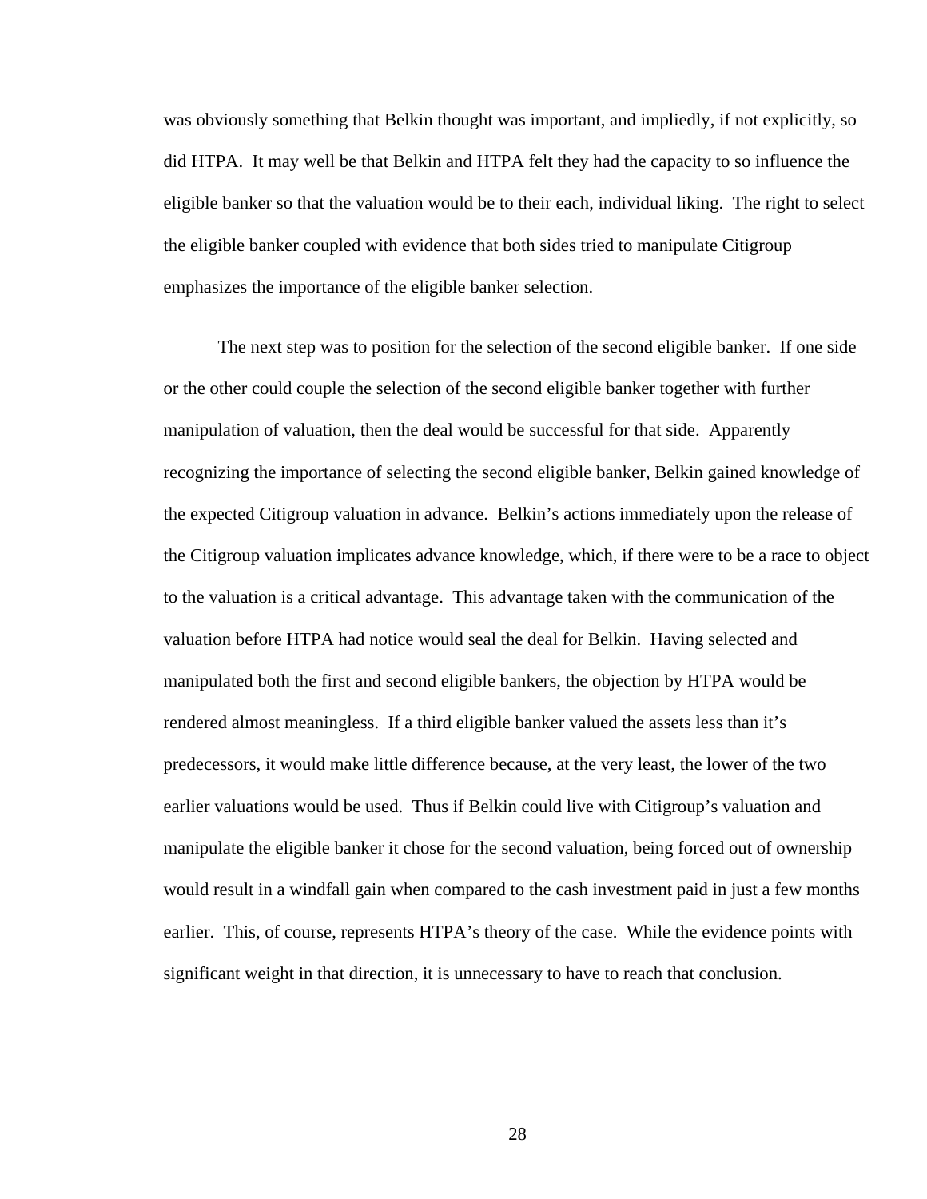was obviously something that Belkin thought was important, and impliedly, if not explicitly, so did HTPA. It may well be that Belkin and HTPA felt they had the capacity to so influence the eligible banker so that the valuation would be to their each, individual liking. The right to select the eligible banker coupled with evidence that both sides tried to manipulate Citigroup emphasizes the importance of the eligible banker selection.

The next step was to position for the selection of the second eligible banker. If one side or the other could couple the selection of the second eligible banker together with further manipulation of valuation, then the deal would be successful for that side. Apparently recognizing the importance of selecting the second eligible banker, Belkin gained knowledge of the expected Citigroup valuation in advance. Belkin's actions immediately upon the release of the Citigroup valuation implicates advance knowledge, which, if there were to be a race to object to the valuation is a critical advantage. This advantage taken with the communication of the valuation before HTPA had notice would seal the deal for Belkin. Having selected and manipulated both the first and second eligible bankers, the objection by HTPA would be rendered almost meaningless. If a third eligible banker valued the assets less than it's predecessors, it would make little difference because, at the very least, the lower of the two earlier valuations would be used. Thus if Belkin could live with Citigroup's valuation and manipulate the eligible banker it chose for the second valuation, being forced out of ownership would result in a windfall gain when compared to the cash investment paid in just a few months earlier. This, of course, represents HTPA's theory of the case. While the evidence points with significant weight in that direction, it is unnecessary to have to reach that conclusion.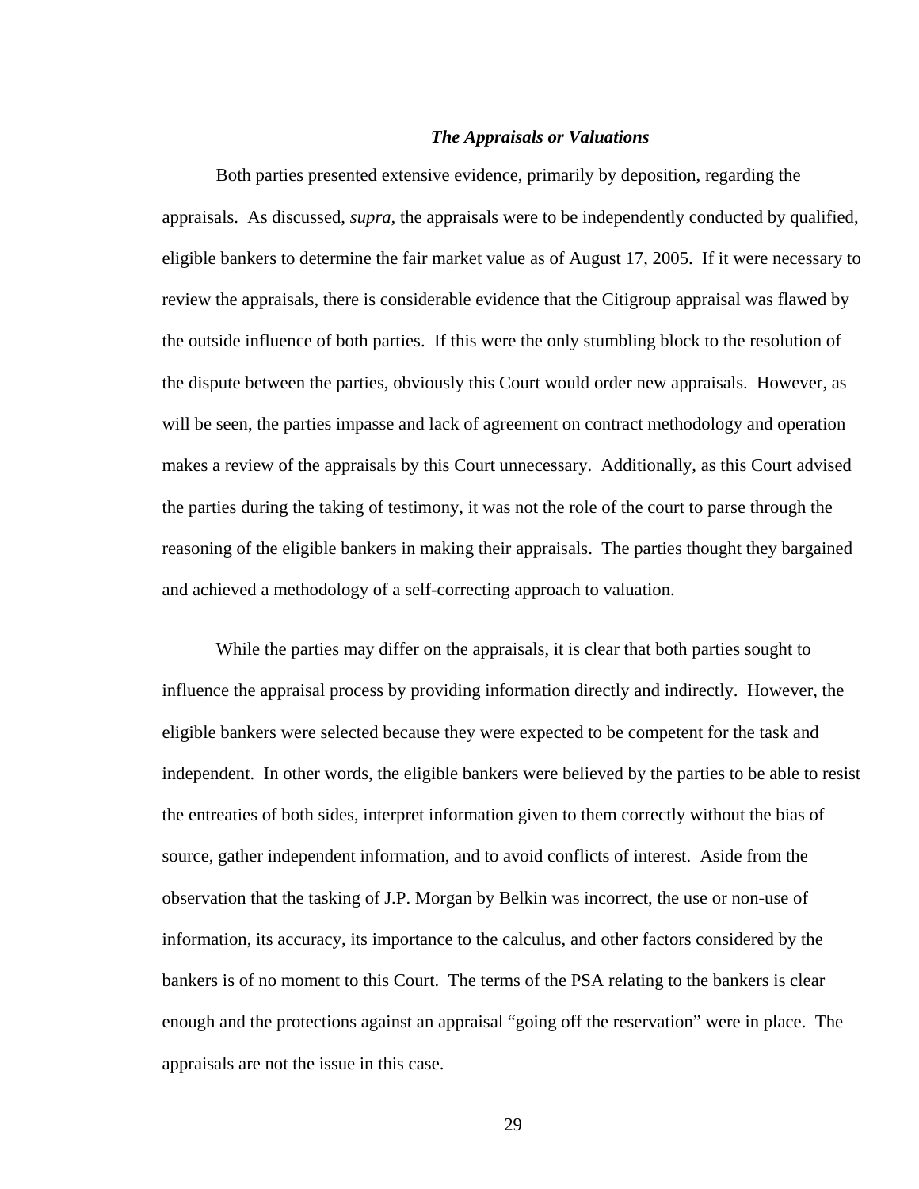### *The Appraisals or Valuations*

Both parties presented extensive evidence, primarily by deposition, regarding the appraisals. As discussed, *supra,* the appraisals were to be independently conducted by qualified, eligible bankers to determine the fair market value as of August 17, 2005. If it were necessary to review the appraisals, there is considerable evidence that the Citigroup appraisal was flawed by the outside influence of both parties. If this were the only stumbling block to the resolution of the dispute between the parties, obviously this Court would order new appraisals. However, as will be seen, the parties impasse and lack of agreement on contract methodology and operation makes a review of the appraisals by this Court unnecessary. Additionally, as this Court advised the parties during the taking of testimony, it was not the role of the court to parse through the reasoning of the eligible bankers in making their appraisals. The parties thought they bargained and achieved a methodology of a self-correcting approach to valuation.

While the parties may differ on the appraisals, it is clear that both parties sought to influence the appraisal process by providing information directly and indirectly. However, the eligible bankers were selected because they were expected to be competent for the task and independent. In other words, the eligible bankers were believed by the parties to be able to resist the entreaties of both sides, interpret information given to them correctly without the bias of source, gather independent information, and to avoid conflicts of interest. Aside from the observation that the tasking of J.P. Morgan by Belkin was incorrect, the use or non-use of information, its accuracy, its importance to the calculus, and other factors considered by the bankers is of no moment to this Court. The terms of the PSA relating to the bankers is clear enough and the protections against an appraisal "going off the reservation" were in place. The appraisals are not the issue in this case.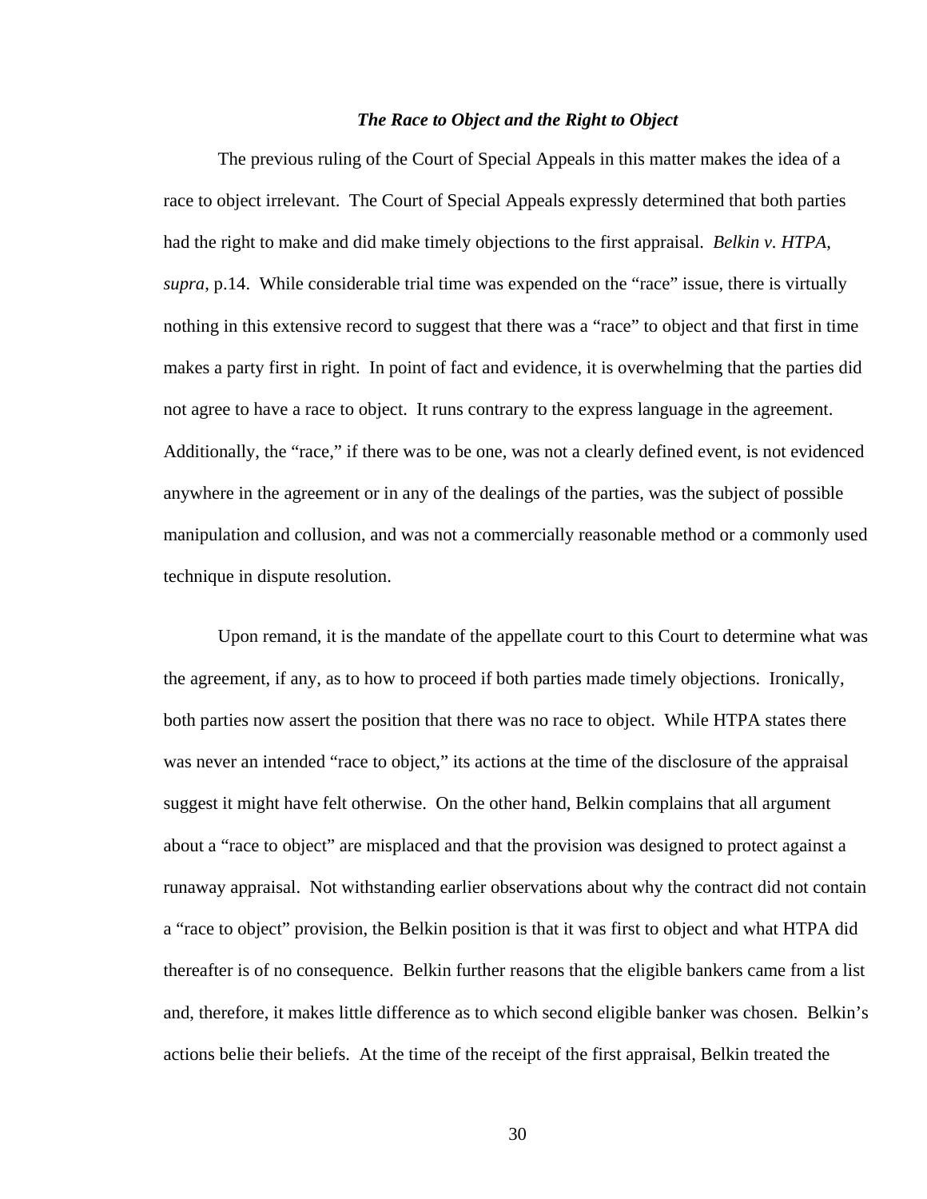### ***The Race to Object and the Right to Object***

The previous ruling of the Court of Special Appeals in this matter makes the idea of a race to object irrelevant. The Court of Special Appeals expressly determined that both parties had the right to make and did make timely objections to the first appraisal. *Belkin v. HTPA*, *supra*, p.14. While considerable trial time was expended on the "race" issue, there is virtually nothing in this extensive record to suggest that there was a "race" to object and that first in time makes a party first in right. In point of fact and evidence, it is overwhelming that the parties did not agree to have a race to object. It runs contrary to the express language in the agreement. Additionally, the "race," if there was to be one, was not a clearly defined event, is not evidenced anywhere in the agreement or in any of the dealings of the parties, was the subject of possible manipulation and collusion, and was not a commercially reasonable method or a commonly used technique in dispute resolution.

Upon remand, it is the mandate of the appellate court to this Court to determine what was the agreement, if any, as to how to proceed if both parties made timely objections. Ironically, both parties now assert the position that there was no race to object. While HTPA states there was never an intended "race to object," its actions at the time of the disclosure of the appraisal suggest it might have felt otherwise. On the other hand, Belkin complains that all argument about a "race to object" are misplaced and that the provision was designed to protect against a runaway appraisal. Not withstanding earlier observations about why the contract did not contain a "race to object" provision, the Belkin position is that it was first to object and what HTPA did thereafter is of no consequence. Belkin further reasons that the eligible bankers came from a list and, therefore, it makes little difference as to which second eligible banker was chosen. Belkin's actions belie their beliefs. At the time of the receipt of the first appraisal, Belkin treated the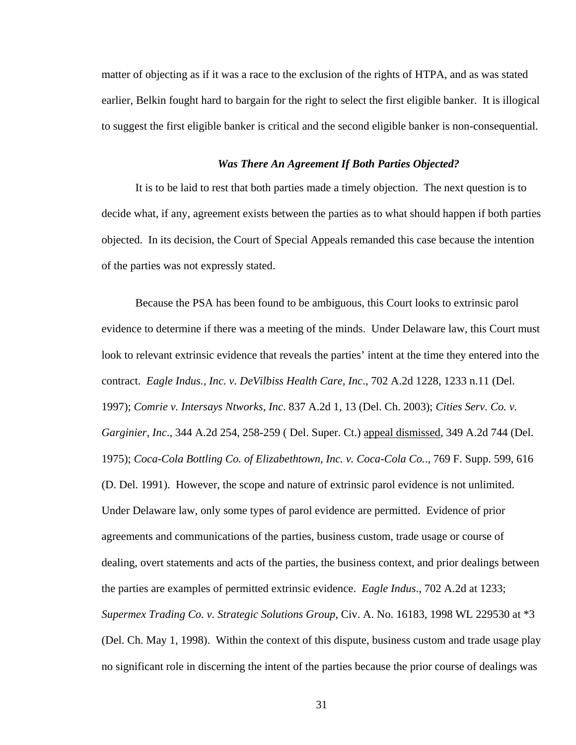matter of objecting as if it was a race to the exclusion of the rights of HTPA, and as was stated earlier, Belkin fought hard to bargain for the right to select the first eligible banker. It is illogical to suggest the first eligible banker is critical and the second eligible banker is non-consequential.

### *Was There An Agreement If Both Parties Objected?*

It is to be laid to rest that both parties made a timely objection. The next question is to decide what, if any, agreement exists between the parties as to what should happen if both parties objected. In its decision, the Court of Special Appeals remanded this case because the intention of the parties was not expressly stated.

Because the PSA has been found to be ambiguous, this Court looks to extrinsic parol evidence to determine if there was a meeting of the minds. Under Delaware law, this Court must look to relevant extrinsic evidence that reveals the parties' intent at the time they entered into the contract. *Eagle Indus., Inc. v. DeVilbiss Health Care, Inc*., 702 A.2d 1228, 1233 n.11 (Del. 1997); *Comrie v. Intersays Ntworks, Inc*. 837 A.2d 1, 13 (Del. Ch. 2003); *Cities Serv. Co. v. Garginier, Inc*., 344 A.2d 254, 258-259 ( Del. Super. Ct.) appeal dismissed, 349 A.2d 744 (Del. 1975); *Coca-Cola Bottling Co. of Elizabethtown, Inc. v. Coca-Cola Co.*., 769 F. Supp. 599, 616 (D. Del. 1991). However, the scope and nature of extrinsic parol evidence is not unlimited. Under Delaware law, only some types of parol evidence are permitted. Evidence of prior agreements and communications of the parties, business custom, trade usage or course of dealing, overt statements and acts of the parties, the business context, and prior dealings between the parties are examples of permitted extrinsic evidence. *Eagle Indus*., 702 A.2d at 1233; *Supermex Trading Co. v. Strategic Solutions Group*, Civ. A. No. 16183, 1998 WL 229530 at *3 (Del. Ch. May 1, 1998). Within the context of this dispute, business custom and trade usage play no significant role in discerning the intent of the parties because the prior course of dealings was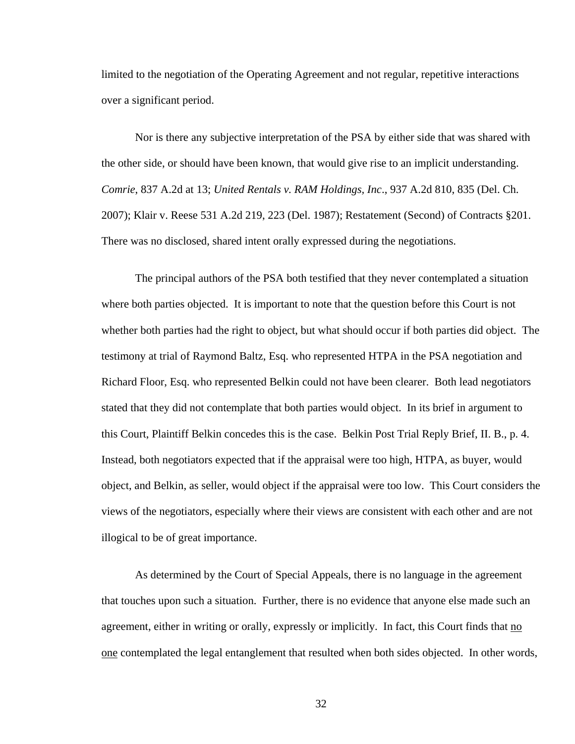limited to the negotiation of the Operating Agreement and not regular, repetitive interactions over a significant period.

Nor is there any subjective interpretation of the PSA by either side that was shared with the other side, or should have been known, that would give rise to an implicit understanding. *Comrie*, 837 A.2d at 13; *United Rentals v. RAM Holdings, Inc*., 937 A.2d 810, 835 (Del. Ch. 2007); Klair v. Reese 531 A.2d 219, 223 (Del. 1987); Restatement (Second) of Contracts §201. There was no disclosed, shared intent orally expressed during the negotiations.

The principal authors of the PSA both testified that they never contemplated a situation where both parties objected. It is important to note that the question before this Court is not whether both parties had the right to object, but what should occur if both parties did object. The testimony at trial of Raymond Baltz, Esq. who represented HTPA in the PSA negotiation and Richard Floor, Esq. who represented Belkin could not have been clearer. Both lead negotiators stated that they did not contemplate that both parties would object. In its brief in argument to this Court, Plaintiff Belkin concedes this is the case. Belkin Post Trial Reply Brief, II. B., p. 4. Instead, both negotiators expected that if the appraisal were too high, HTPA, as buyer, would object, and Belkin, as seller, would object if the appraisal were too low. This Court considers the views of the negotiators, especially where their views are consistent with each other and are not illogical to be of great importance.

As determined by the Court of Special Appeals, there is no language in the agreement that touches upon such a situation. Further, there is no evidence that anyone else made such an agreement, either in writing or orally, expressly or implicitly. In fact, this Court finds that <u>no one</u> contemplated the legal entanglement that resulted when both sides objected. In other words,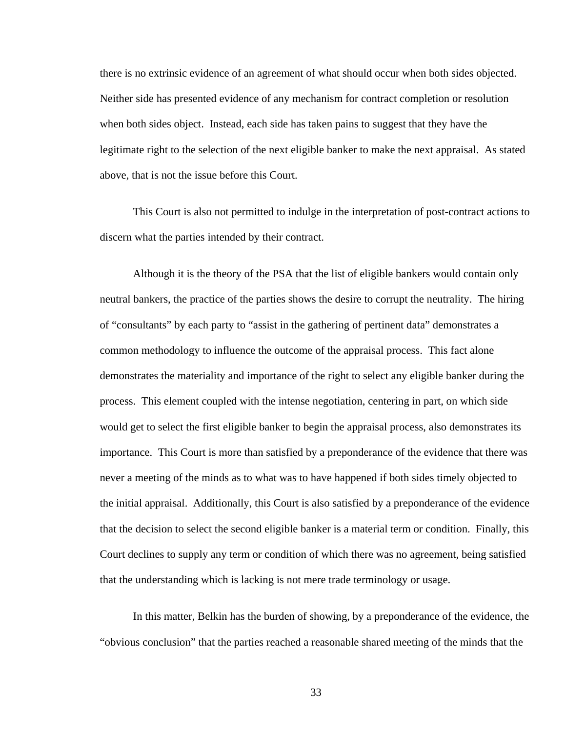there is no extrinsic evidence of an agreement of what should occur when both sides objected. Neither side has presented evidence of any mechanism for contract completion or resolution when both sides object. Instead, each side has taken pains to suggest that they have the legitimate right to the selection of the next eligible banker to make the next appraisal. As stated above, that is not the issue before this Court.

This Court is also not permitted to indulge in the interpretation of post-contract actions to discern what the parties intended by their contract.

Although it is the theory of the PSA that the list of eligible bankers would contain only neutral bankers, the practice of the parties shows the desire to corrupt the neutrality. The hiring of "consultants" by each party to "assist in the gathering of pertinent data" demonstrates a common methodology to influence the outcome of the appraisal process. This fact alone demonstrates the materiality and importance of the right to select any eligible banker during the process. This element coupled with the intense negotiation, centering in part, on which side would get to select the first eligible banker to begin the appraisal process, also demonstrates its importance. This Court is more than satisfied by a preponderance of the evidence that there was never a meeting of the minds as to what was to have happened if both sides timely objected to the initial appraisal. Additionally, this Court is also satisfied by a preponderance of the evidence that the decision to select the second eligible banker is a material term or condition. Finally, this Court declines to supply any term or condition of which there was no agreement, being satisfied that the understanding which is lacking is not mere trade terminology or usage.

In this matter, Belkin has the burden of showing, by a preponderance of the evidence, the "obvious conclusion" that the parties reached a reasonable shared meeting of the minds that the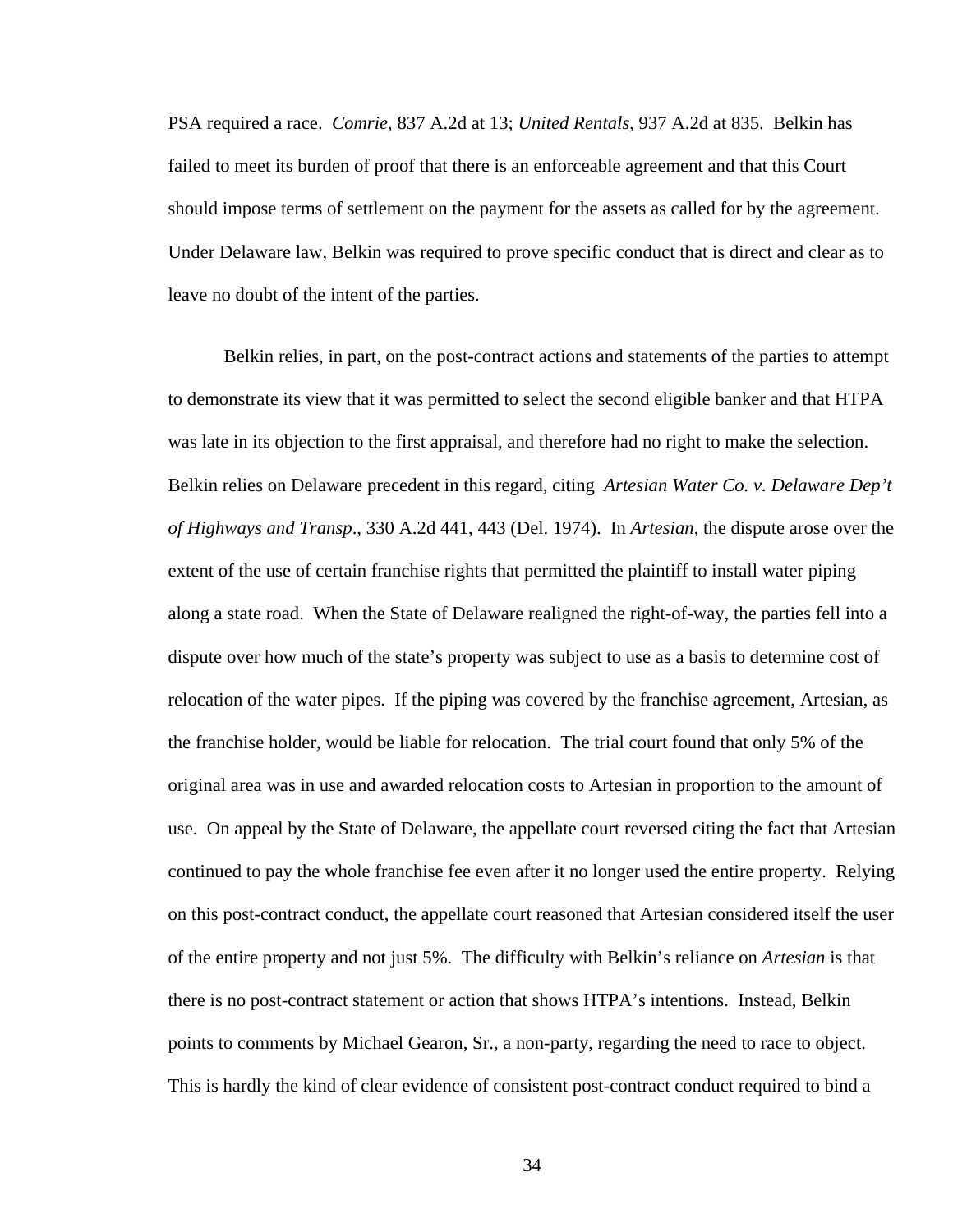PSA required a race. *Comrie*, 837 A.2d at 13; *United Rentals*, 937 A.2d at 835. Belkin has failed to meet its burden of proof that there is an enforceable agreement and that this Court should impose terms of settlement on the payment for the assets as called for by the agreement. Under Delaware law, Belkin was required to prove specific conduct that is direct and clear as to leave no doubt of the intent of the parties.

Belkin relies, in part, on the post-contract actions and statements of the parties to attempt to demonstrate its view that it was permitted to select the second eligible banker and that HTPA was late in its objection to the first appraisal, and therefore had no right to make the selection. Belkin relies on Delaware precedent in this regard, citing *Artesian Water Co. v. Delaware Dep't of Highways and Transp*., 330 A.2d 441, 443 (Del. 1974). In *Artesian*, the dispute arose over the extent of the use of certain franchise rights that permitted the plaintiff to install water piping along a state road. When the State of Delaware realigned the right-of-way, the parties fell into a dispute over how much of the state's property was subject to use as a basis to determine cost of relocation of the water pipes. If the piping was covered by the franchise agreement, Artesian, as the franchise holder, would be liable for relocation. The trial court found that only 5% of the original area was in use and awarded relocation costs to Artesian in proportion to the amount of use. On appeal by the State of Delaware, the appellate court reversed citing the fact that Artesian continued to pay the whole franchise fee even after it no longer used the entire property. Relying on this post-contract conduct, the appellate court reasoned that Artesian considered itself the user of the entire property and not just 5%. The difficulty with Belkin's reliance on *Artesian* is that there is no post-contract statement or action that shows HTPA's intentions. Instead, Belkin points to comments by Michael Gearon, Sr., a non-party, regarding the need to race to object. This is hardly the kind of clear evidence of consistent post-contract conduct required to bind a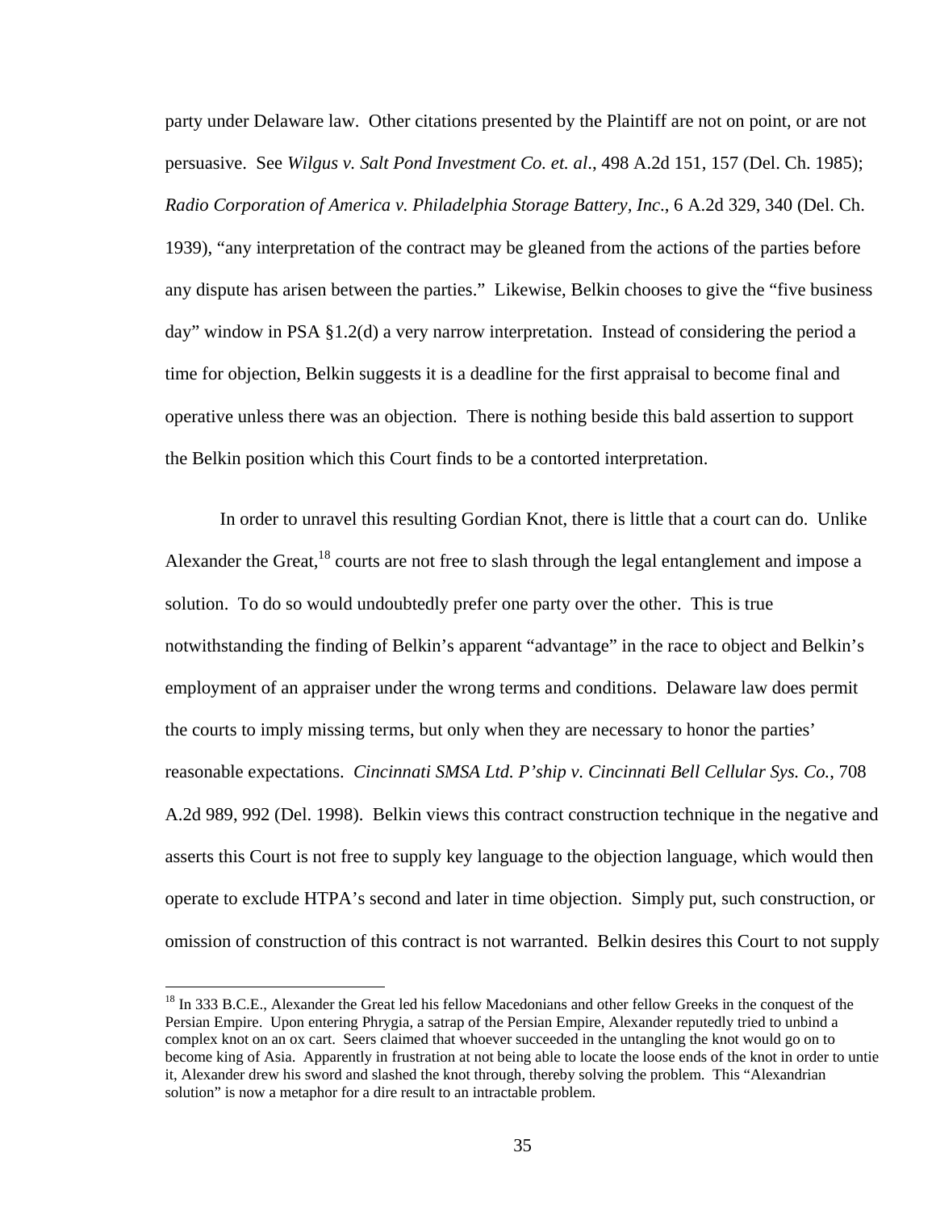party under Delaware law. Other citations presented by the Plaintiff are not on point, or are not persuasive. See *Wilgus v. Salt Pond Investment Co. et. al*., 498 A.2d 151, 157 (Del. Ch. 1985); *Radio Corporation of America v. Philadelphia Storage Battery, Inc*., 6 A.2d 329, 340 (Del. Ch. 1939), "any interpretation of the contract may be gleaned from the actions of the parties before any dispute has arisen between the parties." Likewise, Belkin chooses to give the "five business day" window in PSA §1.2(d) a very narrow interpretation. Instead of considering the period a time for objection, Belkin suggests it is a deadline for the first appraisal to become final and operative unless there was an objection. There is nothing beside this bald assertion to support the Belkin position which this Court finds to be a contorted interpretation.

In order to unravel this resulting Gordian Knot, there is little that a court can do. Unlike Alexander the Great,[18] courts are not free to slash through the legal entanglement and impose a solution. To do so would undoubtedly prefer one party over the other. This is true notwithstanding the finding of Belkin's apparent "advantage" in the race to object and Belkin's employment of an appraiser under the wrong terms and conditions. Delaware law does permit the courts to imply missing terms, but only when they are necessary to honor the parties' reasonable expectations. *Cincinnati SMSA Ltd. P'ship v. Cincinnati Bell Cellular Sys. Co.*, 708 A.2d 989, 992 (Del. 1998). Belkin views this contract construction technique in the negative and asserts this Court is not free to supply key language to the objection language, which would then operate to exclude HTPA's second and later in time objection. Simply put, such construction, or omission of construction of this contract is not warranted. Belkin desires this Court to not supply

[18] In 333 B.C.E., Alexander the Great led his fellow Macedonians and other fellow Greeks in the conquest of the Persian Empire. Upon entering Phrygia, a satrap of the Persian Empire, Alexander reputedly tried to unbind a complex knot on an ox cart. Seers claimed that whoever succeeded in the untangling the knot would go on to become king of Asia. Apparently in frustration at not being able to locate the loose ends of the knot in order to untie it, Alexander drew his sword and slashed the knot through, thereby solving the problem. This "Alexandrian solution" is now a metaphor for a dire result to an intractable problem.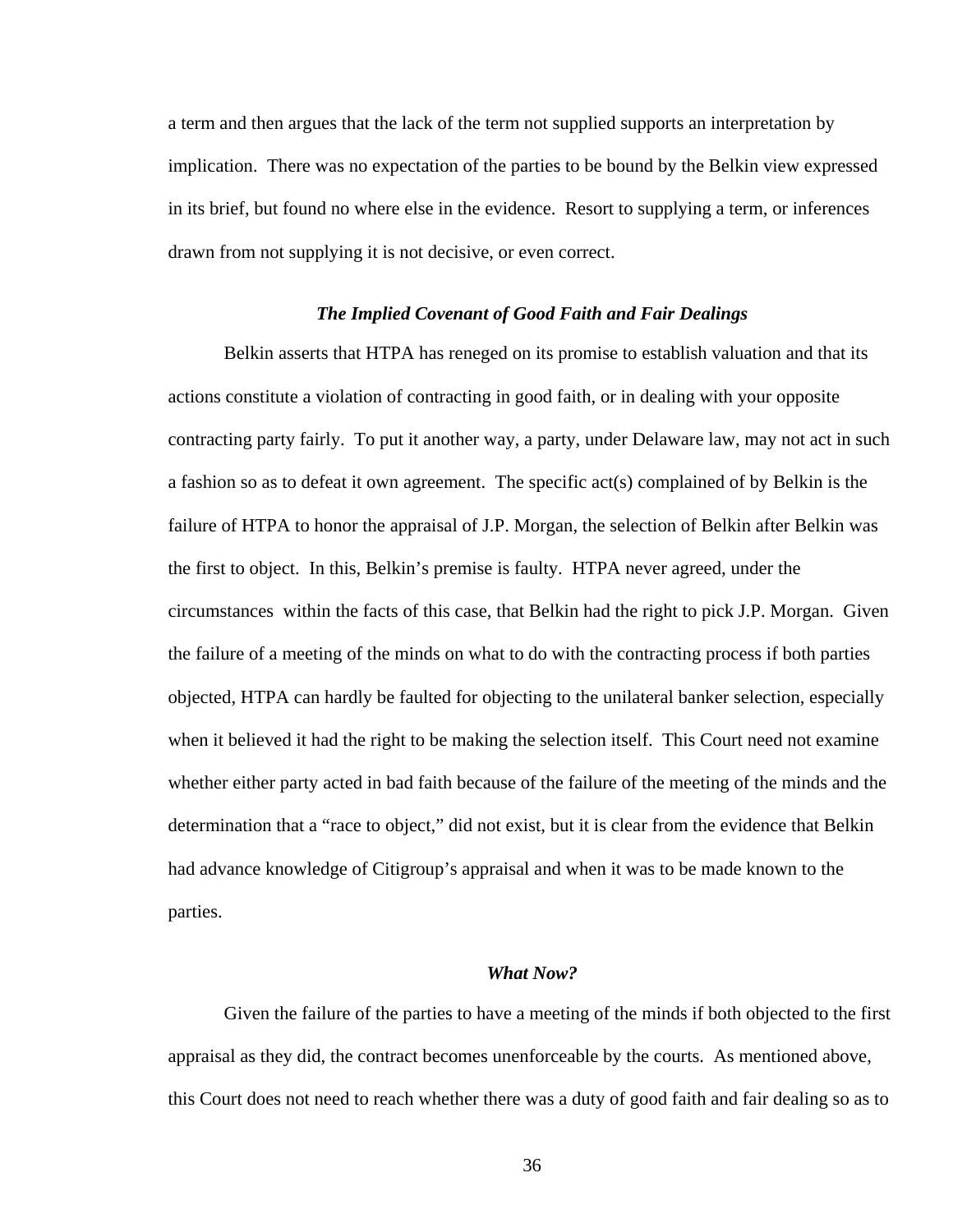a term and then argues that the lack of the term not supplied supports an interpretation by implication. There was no expectation of the parties to be bound by the Belkin view expressed in its brief, but found no where else in the evidence. Resort to supplying a term, or inferences drawn from not supplying it is not decisive, or even correct.

### *The Implied Covenant of Good Faith and Fair Dealings*

Belkin asserts that HTPA has reneged on its promise to establish valuation and that its actions constitute a violation of contracting in good faith, or in dealing with your opposite contracting party fairly. To put it another way, a party, under Delaware law, may not act in such a fashion so as to defeat it own agreement. The specific act(s) complained of by Belkin is the failure of HTPA to honor the appraisal of J.P. Morgan, the selection of Belkin after Belkin was the first to object. In this, Belkin's premise is faulty. HTPA never agreed, under the circumstances within the facts of this case, that Belkin had the right to pick J.P. Morgan. Given the failure of a meeting of the minds on what to do with the contracting process if both parties objected, HTPA can hardly be faulted for objecting to the unilateral banker selection, especially when it believed it had the right to be making the selection itself. This Court need not examine whether either party acted in bad faith because of the failure of the meeting of the minds and the determination that a "race to object," did not exist, but it is clear from the evidence that Belkin had advance knowledge of Citigroup's appraisal and when it was to be made known to the parties.

### *What Now?*

Given the failure of the parties to have a meeting of the minds if both objected to the first appraisal as they did, the contract becomes unenforceable by the courts. As mentioned above, this Court does not need to reach whether there was a duty of good faith and fair dealing so as to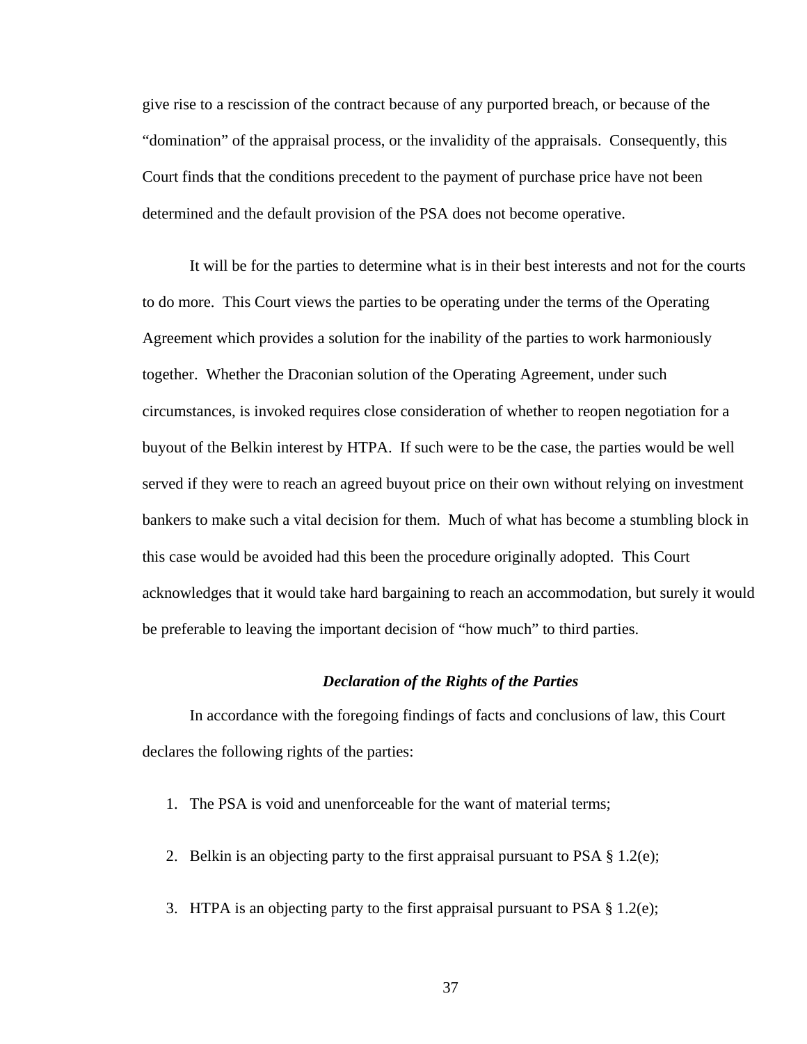give rise to a rescission of the contract because of any purported breach, or because of the "domination" of the appraisal process, or the invalidity of the appraisals. Consequently, this Court finds that the conditions precedent to the payment of purchase price have not been determined and the default provision of the PSA does not become operative.

It will be for the parties to determine what is in their best interests and not for the courts to do more. This Court views the parties to be operating under the terms of the Operating Agreement which provides a solution for the inability of the parties to work harmoniously together. Whether the Draconian solution of the Operating Agreement, under such circumstances, is invoked requires close consideration of whether to reopen negotiation for a buyout of the Belkin interest by HTPA. If such were to be the case, the parties would be well served if they were to reach an agreed buyout price on their own without relying on investment bankers to make such a vital decision for them. Much of what has become a stumbling block in this case would be avoided had this been the procedure originally adopted. This Court acknowledges that it would take hard bargaining to reach an accommodation, but surely it would be preferable to leaving the important decision of "how much" to third parties.

### *Declaration of the Rights of the Parties*

In accordance with the foregoing findings of facts and conclusions of law, this Court declares the following rights of the parties:

1. The PSA is void and unenforceable for the want of material terms;
2. Belkin is an objecting party to the first appraisal pursuant to PSA § 1.2(e);
3. HTPA is an objecting party to the first appraisal pursuant to PSA § 1.2(e);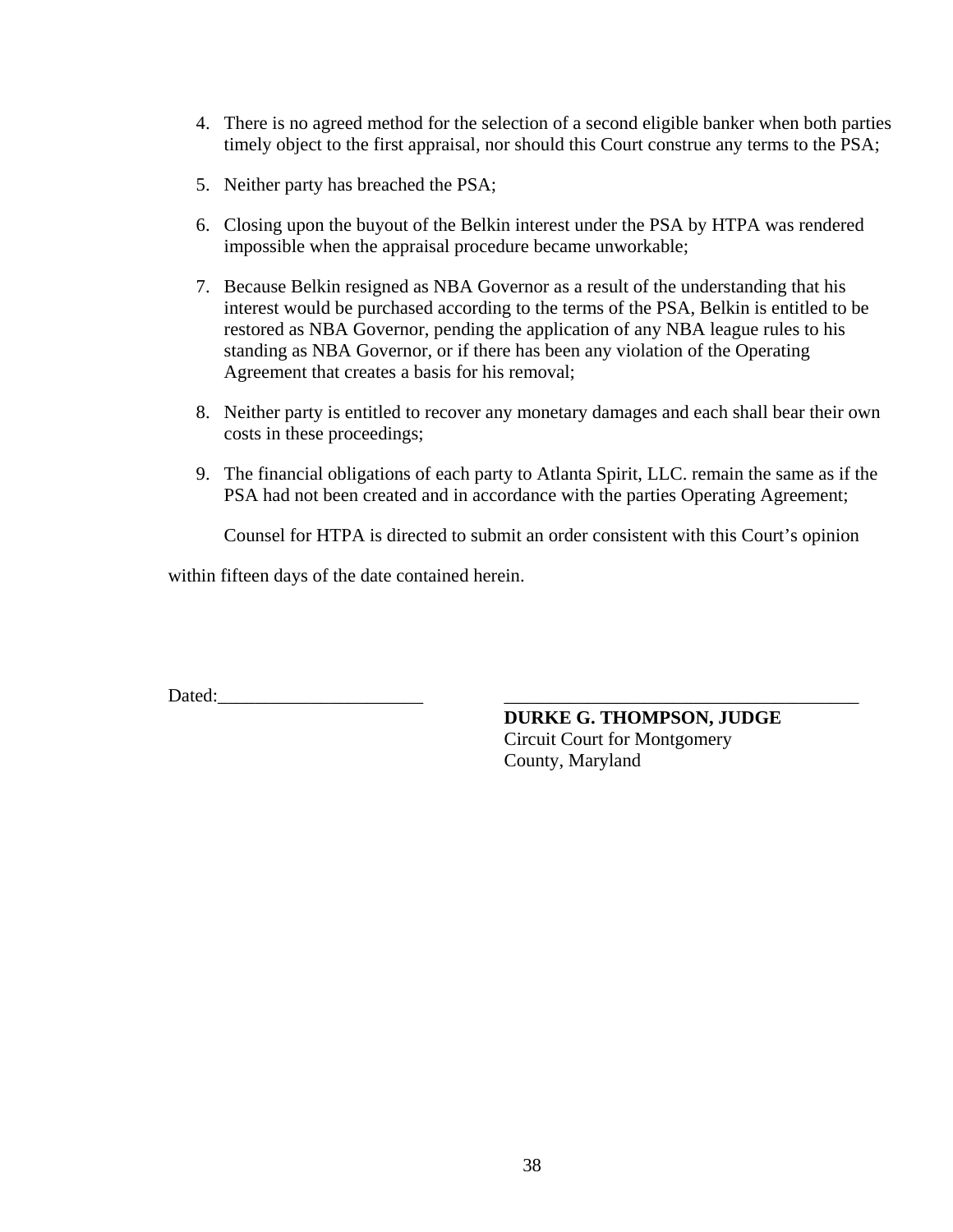4. There is no agreed method for the selection of a second eligible banker when both parties timely object to the first appraisal, nor should this Court construe any terms to the PSA;

5. Neither party has breached the PSA;

6. Closing upon the buyout of the Belkin interest under the PSA by HTPA was rendered impossible when the appraisal procedure became unworkable;

7. Because Belkin resigned as NBA Governor as a result of the understanding that his interest would be purchased according to the terms of the PSA, Belkin is entitled to be restored as NBA Governor, pending the application of any NBA league rules to his standing as NBA Governor, or if there has been any violation of the Operating Agreement that creates a basis for his removal;

8. Neither party is entitled to recover any monetary damages and each shall bear their own costs in these proceedings;

9. The financial obligations of each party to Atlanta Spirit, LLC. remain the same as if the PSA had not been created and in accordance with the parties Operating Agreement;

Counsel for HTPA is directed to submit an order consistent with this Court's opinion within fifteen days of the date contained herein.

Dated:______________________

_______________________________________
**DURKE G. THOMPSON, JUDGE**
Circuit Court for Montgomery County, Maryland